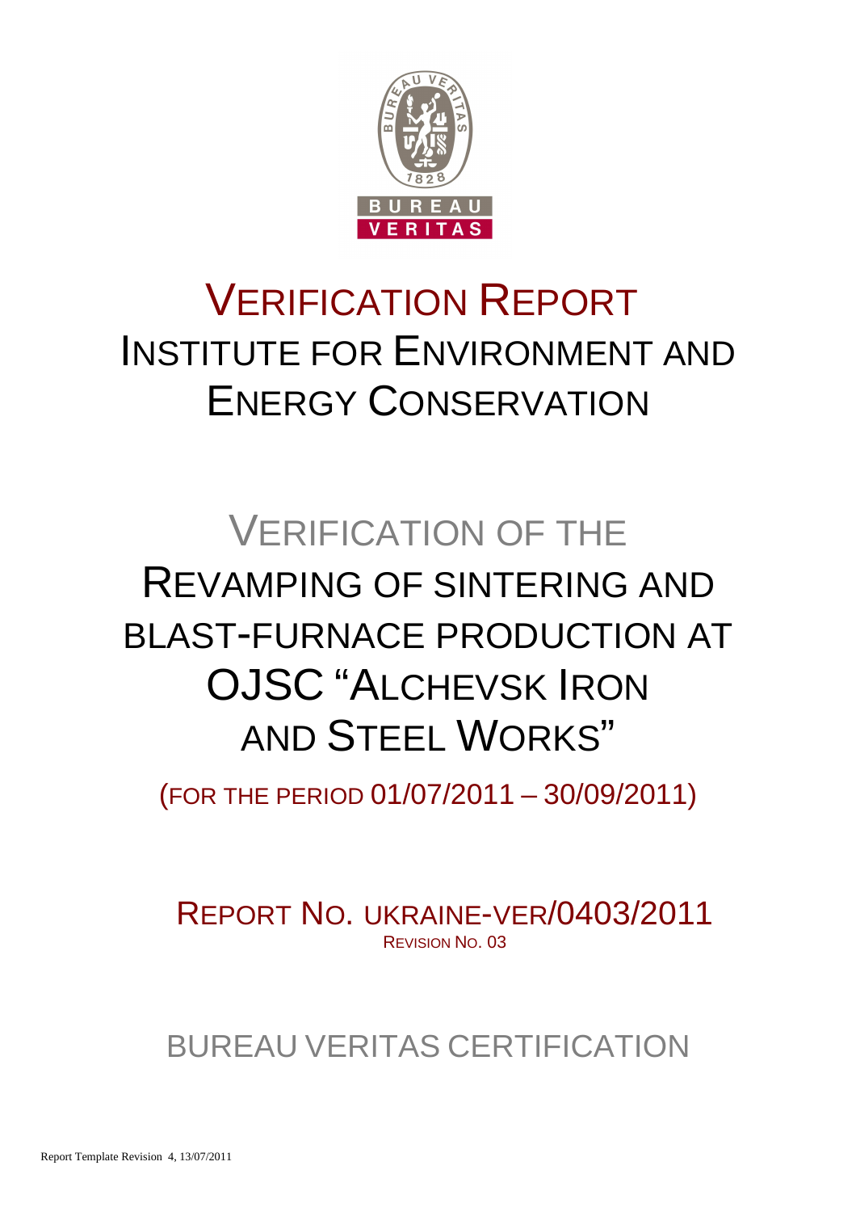# VERIFICATION REPORT

## INSTITUTE FOR ENVIRONMENT AND ENERGY CONSERVATION

# VERIFICATION OF THE REVAMPING OF SINTERING AND BLAST-FURNACE PRODUCTION AT OJSC "ALCHEVSK IRON AND STEEL WORKS"

(FOR THE PERIOD 01/07/2011 – 30/09/2011)

REPORT NO. UKRAINE-VER/0403/2011

REVISION NO. 03

BUREAU VERITAS CERTIFICATION

Report Template Revision 4, 13/07/2011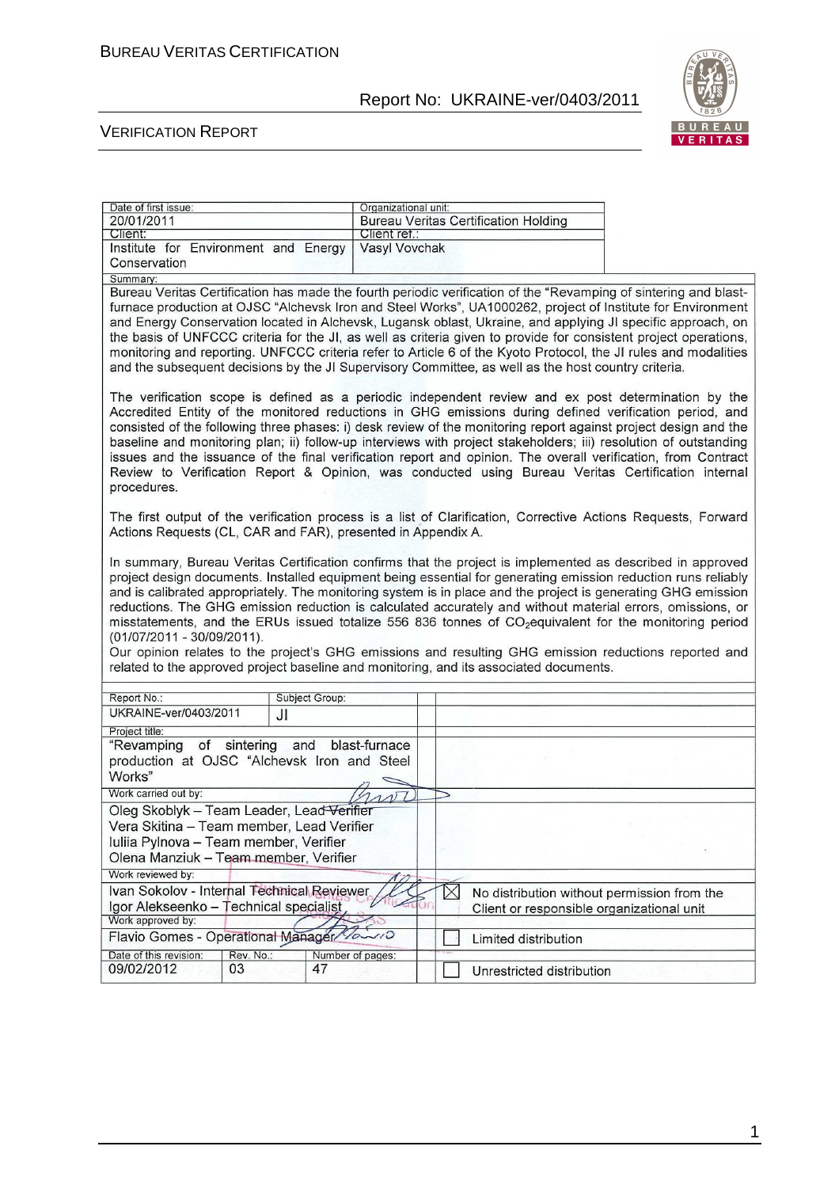| Date of first issue: | Organizational unit: |
|---|---|
| 20/01/2011 | Bureau Veritas Certification Holding |
| Client: | Client ref.: |
| Institute for Environment and Energy Conservation | Vasyl Vovchak |

Summary:

Bureau Veritas Certification has made the fourth periodic verification of the "Revamping of sintering and blast-furnace production at OJSC "Alchevsk Iron and Steel Works", UA1000262, project of Institute for Environment and Energy Conservation located in Alchevsk, Lugansk oblast, Ukraine, and applying JI specific approach, on the basis of UNFCCC criteria for the JI, as well as criteria given to provide for consistent project operations, monitoring and reporting. UNFCCC criteria refer to Article 6 of the Kyoto Protocol, the JI rules and modalities and the subsequent decisions by the JI Supervisory Committee, as well as the host country criteria.

The verification scope is defined as a periodic independent review and ex post determination by the Accredited Entity of the monitored reductions in GHG emissions during defined verification period, and consisted of the following three phases: i) desk review of the monitoring report against project design and the baseline and monitoring plan; ii) follow-up interviews with project stakeholders; iii) resolution of outstanding issues and the issuance of the final verification report and opinion. The overall verification, from Contract Review to Verification Report & Opinion, was conducted using Bureau Veritas Certification internal procedures.

The first output of the verification process is a list of Clarification, Corrective Actions Requests, Forward Actions Requests (CL, CAR and FAR), presented in Appendix A.

In summary, Bureau Veritas Certification confirms that the project is implemented as described in approved project design documents. Installed equipment being essential for generating emission reduction runs reliably and is calibrated appropriately. The monitoring system is in place and the project is generating GHG emission reductions. The GHG emission reduction is calculated accurately and without material errors, omissions, or misstatements, and the ERUs issued totalize 556 836 tonnes of $CO_2$equivalent for the monitoring period (01/07/2011 - 30/09/2011).

Our opinion relates to the project's GHG emissions and resulting GHG emission reductions reported and related to the approved project baseline and monitoring, and its associated documents.

| Report No.: | Subject Group: | |
|---|---|---|
| UKRAINE-ver/0403/2011 | JI | |
| Project title: | | |
| "Revamping of sintering and blast-furnace production at OJSC "Alchevsk Iron and Steel Works" | | |
| Work carried out by: | | |
| Oleg Skoblyk – Team Leader, Lead Verifier<br>Vera Skitina – Team member, Lead Verifier<br>Iuliia Pylnova – Team member, Verifier<br>Olena Manziuk – Team member, Verifier | | |
| Work reviewed by: | | |
| Ivan Sokolov - Internal Technical Reviewer<br>Igor Alekseenko – Technical specialist | | ☒ No distribution without permission from the Client or responsible organizational unit |
| Work approved by: | | |
| Flavio Gomes - Operational Manager | | ☐ Limited distribution |
| Date of this revision: 09/02/2012 | Rev. No.: 03 / Number of pages: 47 | ☐ Unrestricted distribution |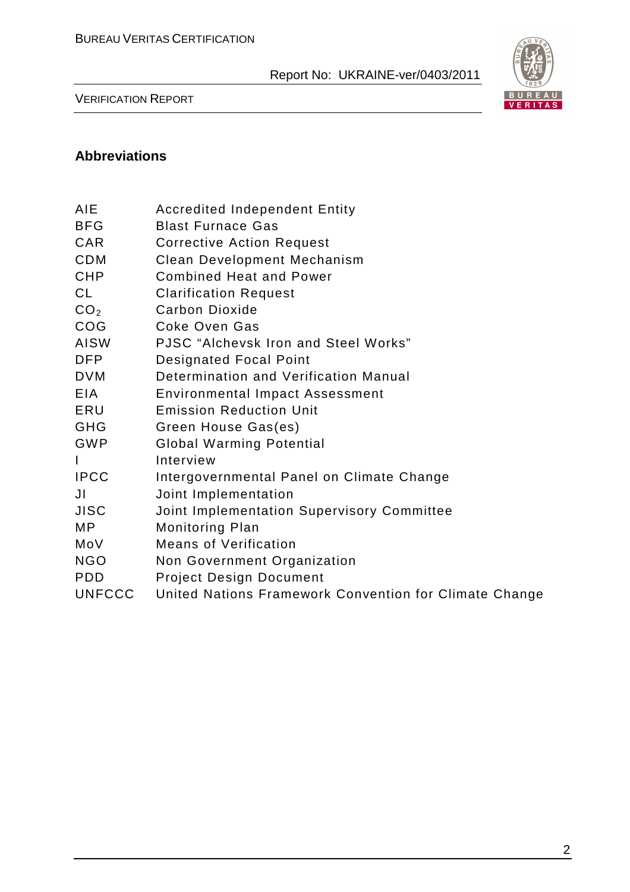## Abbreviations

| | |
|---|---|
| AIE | Accredited Independent Entity |
| BFG | Blast Furnace Gas |
| CAR | Corrective Action Request |
| CDM | Clean Development Mechanism |
| CHP | Combined Heat and Power |
| CL | Clarification Request |
| $CO_2$ | Carbon Dioxide |
| COG | Coke Oven Gas |
| AISW | PJSC “Alchevsk Iron and Steel Works” |
| DFP | Designated Focal Point |
| DVM | Determination and Verification Manual |
| EIA | Environmental Impact Assessment |
| ERU | Emission Reduction Unit |
| GHG | Green House Gas(es) |
| GWP | Global Warming Potential |
| I | Interview |
| IPCC | Intergovernmental Panel on Climate Change |
| JI | Joint Implementation |
| JISC | Joint Implementation Supervisory Committee |
| MP | Monitoring Plan |
| MoV | Means of Verification |
| NGO | Non Government Organization |
| PDD | Project Design Document |
| UNFCCC | United Nations Framework Convention for Climate Change |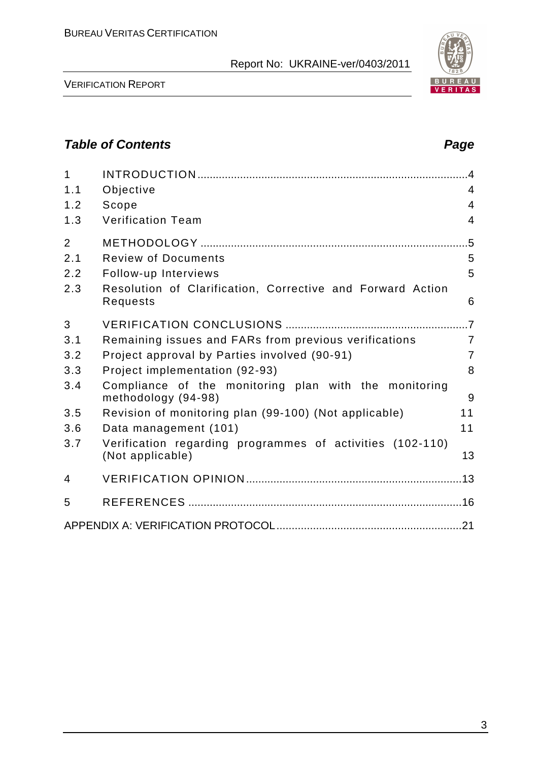## Table of Contents

| | | Page |
|---|---|---|
| 1 | INTRODUCTION | 4 |
| 1.1 | Objective | 4 |
| 1.2 | Scope | 4 |
| 1.3 | Verification Team | 4 |
| 2 | METHODOLOGY | 5 |
| 2.1 | Review of Documents | 5 |
| 2.2 | Follow-up Interviews | 5 |
| 2.3 | Resolution of Clarification, Corrective and Forward Action Requests | 6 |
| 3 | VERIFICATION CONCLUSIONS | 7 |
| 3.1 | Remaining issues and FARs from previous verifications | 7 |
| 3.2 | Project approval by Parties involved (90-91) | 7 |
| 3.3 | Project implementation (92-93) | 8 |
| 3.4 | Compliance of the monitoring plan with the monitoring methodology (94-98) | 9 |
| 3.5 | Revision of monitoring plan (99-100) (Not applicable) | 11 |
| 3.6 | Data management (101) | 11 |
| 3.7 | Verification regarding programmes of activities (102-110) (Not applicable) | 13 |
| 4 | VERIFICATION OPINION | 13 |
| 5 | REFERENCES | 16 |
| | APPENDIX A: VERIFICATION PROTOCOL | 21 |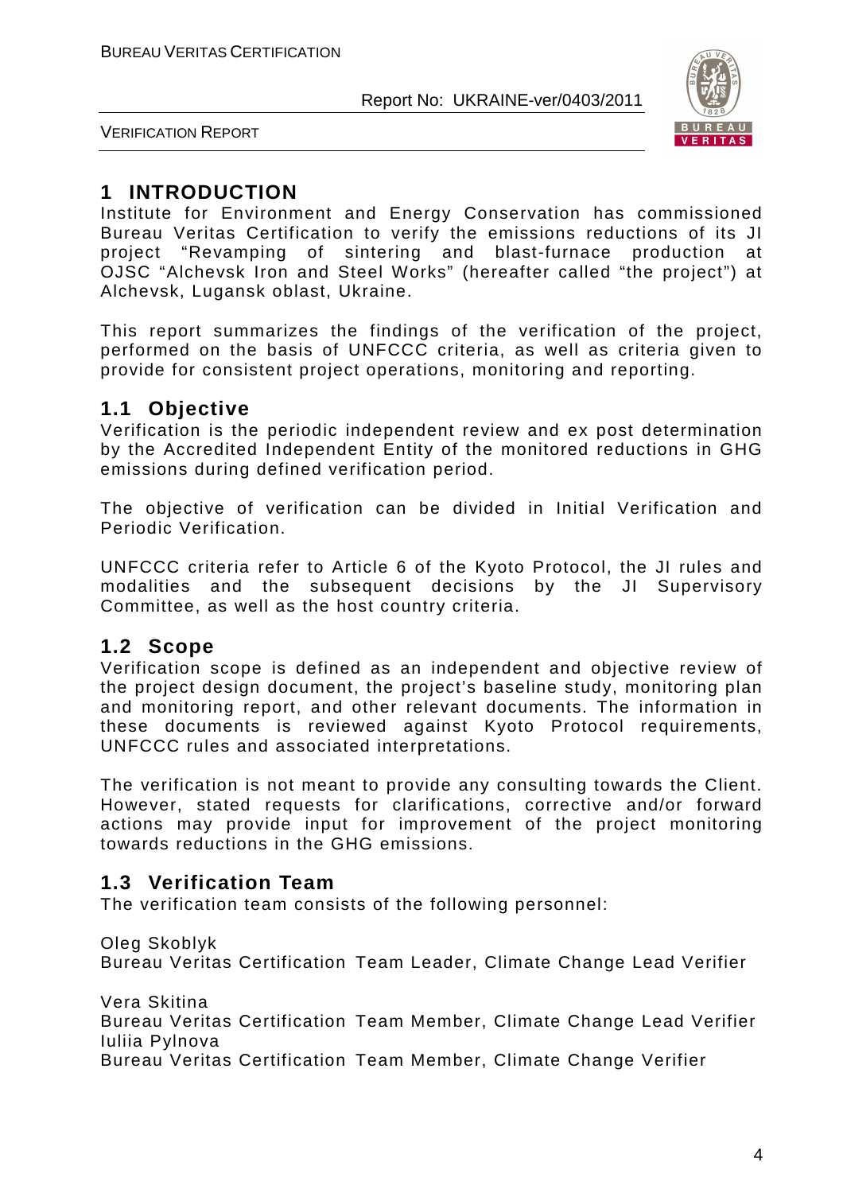# 1 INTRODUCTION

Institute for Environment and Energy Conservation has commissioned Bureau Veritas Certification to verify the emissions reductions of its JI project “Revamping of sintering and blast-furnace production at OJSC “Alchevsk Iron and Steel Works” (hereafter called “the project”) at Alchevsk, Lugansk oblast, Ukraine.

This report summarizes the findings of the verification of the project, performed on the basis of UNFCCC criteria, as well as criteria given to provide for consistent project operations, monitoring and reporting.

## 1.1 Objective

Verification is the periodic independent review and ex post determination by the Accredited Independent Entity of the monitored reductions in GHG emissions during defined verification period.

The objective of verification can be divided in Initial Verification and Periodic Verification.

UNFCCC criteria refer to Article 6 of the Kyoto Protocol, the JI rules and modalities and the subsequent decisions by the JI Supervisory Committee, as well as the host country criteria.

## 1.2 Scope

Verification scope is defined as an independent and objective review of the project design document, the project’s baseline study, monitoring plan and monitoring report, and other relevant documents. The information in these documents is reviewed against Kyoto Protocol requirements, UNFCCC rules and associated interpretations.

The verification is not meant to provide any consulting towards the Client. However, stated requests for clarifications, corrective and/or forward actions may provide input for improvement of the project monitoring towards reductions in the GHG emissions.

## 1.3 Verification Team

The verification team consists of the following personnel:

Oleg Skoblyk
Bureau Veritas Certification Team Leader, Climate Change Lead Verifier

Vera Skitina
Bureau Veritas Certification Team Member, Climate Change Lead Verifier
Iuliia Pylnova
Bureau Veritas Certification Team Member, Climate Change Verifier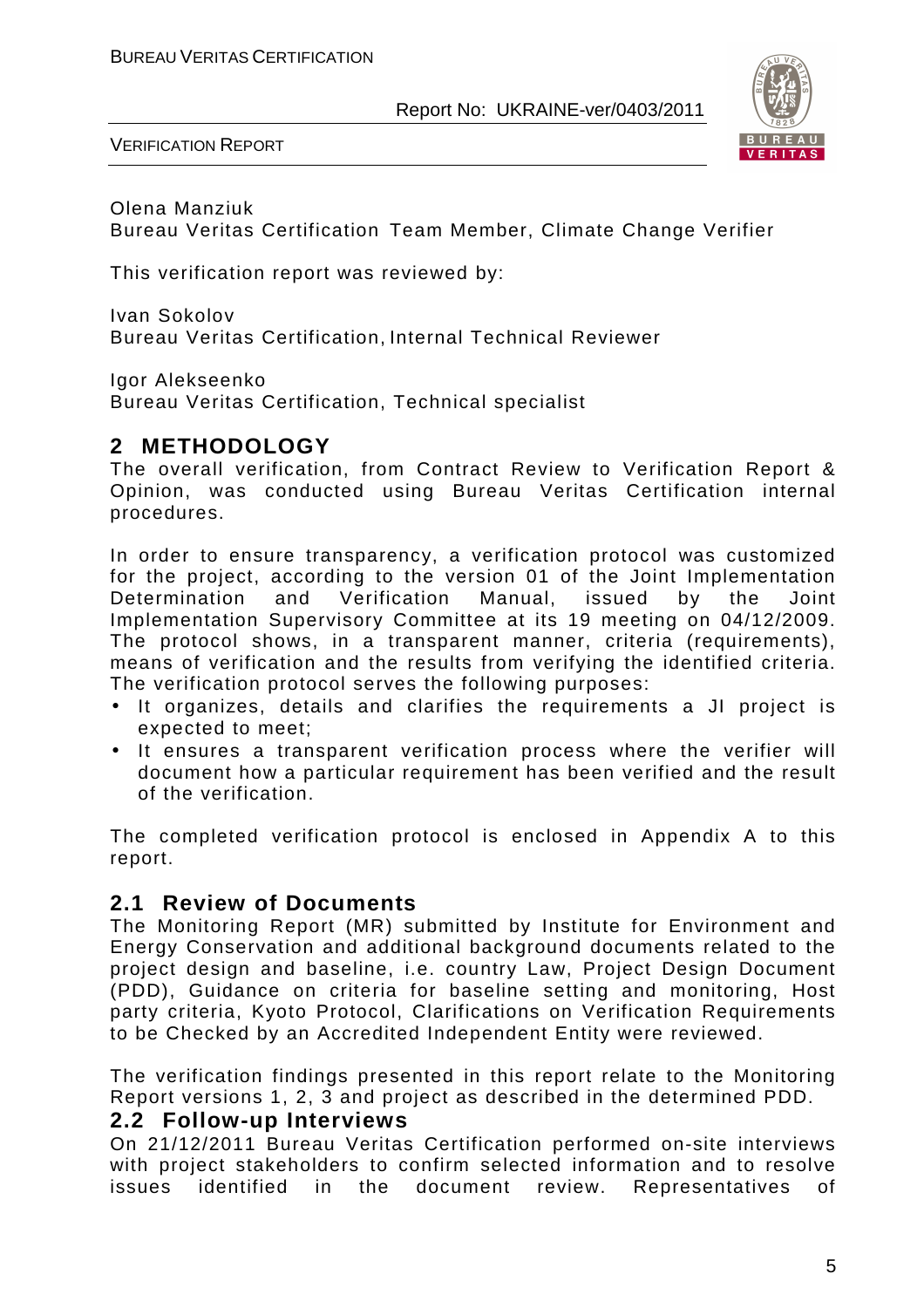Olena Manziuk
Bureau Veritas Certification Team Member, Climate Change Verifier

This verification report was reviewed by:

Ivan Sokolov
Bureau Veritas Certification, Internal Technical Reviewer

Igor Alekseenko
Bureau Veritas Certification, Technical specialist

## 2 METHODOLOGY

The overall verification, from Contract Review to Verification Report & Opinion, was conducted using Bureau Veritas Certification internal procedures.

In order to ensure transparency, a verification protocol was customized for the project, according to the version 01 of the Joint Implementation Determination and Verification Manual, issued by the Joint Implementation Supervisory Committee at its 19 meeting on 04/12/2009. The protocol shows, in a transparent manner, criteria (requirements), means of verification and the results from verifying the identified criteria. The verification protocol serves the following purposes:

- It organizes, details and clarifies the requirements a JI project is expected to meet;
- It ensures a transparent verification process where the verifier will document how a particular requirement has been verified and the result of the verification.

The completed verification protocol is enclosed in Appendix A to this report.

### 2.1 Review of Documents

The Monitoring Report (MR) submitted by Institute for Environment and Energy Conservation and additional background documents related to the project design and baseline, i.e. country Law, Project Design Document (PDD), Guidance on criteria for baseline setting and monitoring, Host party criteria, Kyoto Protocol, Clarifications on Verification Requirements to be Checked by an Accredited Independent Entity were reviewed.

The verification findings presented in this report relate to the Monitoring Report versions 1, 2, 3 and project as described in the determined PDD.

### 2.2 Follow-up Interviews

On 21/12/2011 Bureau Veritas Certification performed on-site interviews with project stakeholders to confirm selected information and to resolve issues identified in the document review. Representatives of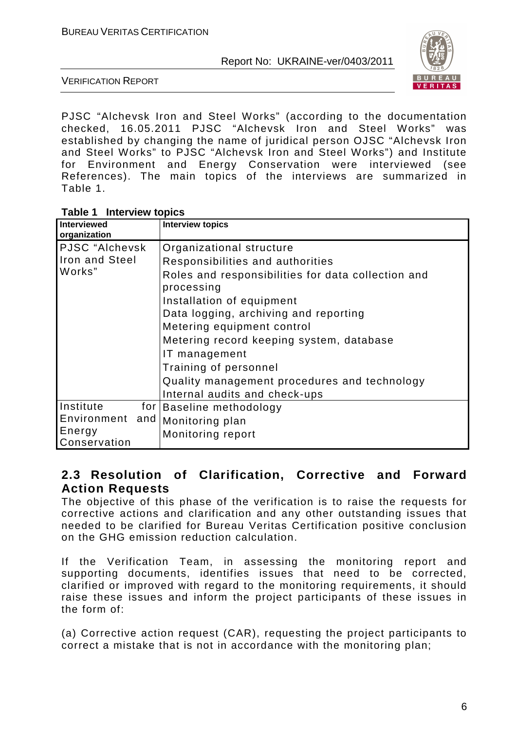PJSC "Alchevsk Iron and Steel Works" (according to the documentation checked, 16.05.2011 PJSC "Alchevsk Iron and Steel Works" was established by changing the name of juridical person OJSC "Alchevsk Iron and Steel Works" to PJSC "Alchevsk Iron and Steel Works") and Institute for Environment and Energy Conservation were interviewed (see References). The main topics of the interviews are summarized in Table 1.

**Table 1 Interview topics**

| Interviewed organization | Interview topics |
|---|---|
| PJSC "Alchevsk Iron and Steel Works" | Organizational structure<br>Responsibilities and authorities<br>Roles and responsibilities for data collection and processing<br>Installation of equipment<br>Data logging, archiving and reporting<br>Metering equipment control<br>Metering record keeping system, database<br>IT management<br>Training of personnel<br>Quality management procedures and technology<br>Internal audits and check-ups |
| Institute for Environment and Energy Conservation | Baseline methodology<br>Monitoring plan<br>Monitoring report |

## 2.3 Resolution of Clarification, Corrective and Forward Action Requests

The objective of this phase of the verification is to raise the requests for corrective actions and clarification and any other outstanding issues that needed to be clarified for Bureau Veritas Certification positive conclusion on the GHG emission reduction calculation.

If the Verification Team, in assessing the monitoring report and supporting documents, identifies issues that need to be corrected, clarified or improved with regard to the monitoring requirements, it should raise these issues and inform the project participants of these issues in the form of:

(a) Corrective action request (CAR), requesting the project participants to correct a mistake that is not in accordance with the monitoring plan;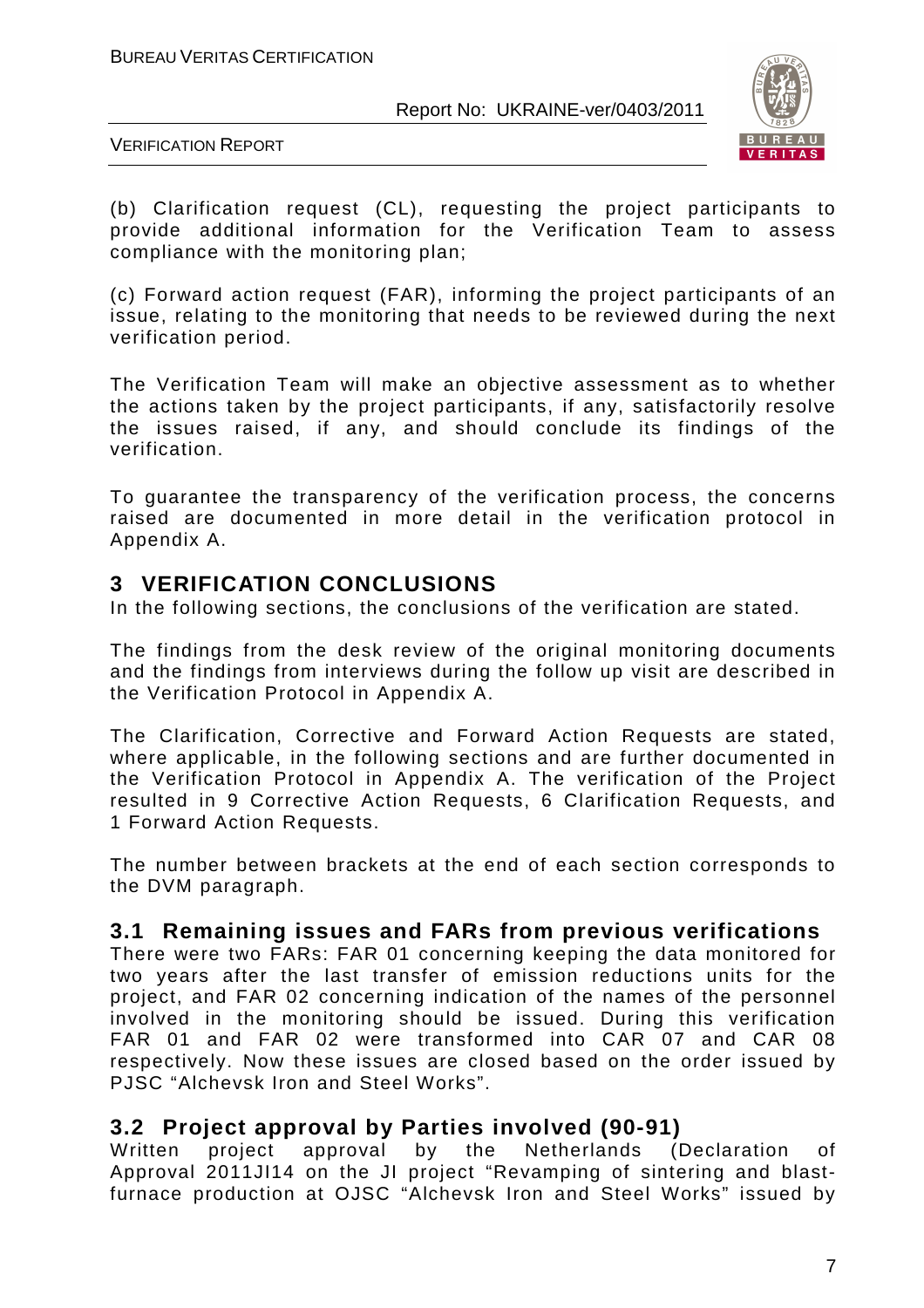(b) Clarification request (CL), requesting the project participants to provide additional information for the Verification Team to assess compliance with the monitoring plan;

(c) Forward action request (FAR), informing the project participants of an issue, relating to the monitoring that needs to be reviewed during the next verification period.

The Verification Team will make an objective assessment as to whether the actions taken by the project participants, if any, satisfactorily resolve the issues raised, if any, and should conclude its findings of the verification.

To guarantee the transparency of the verification process, the concerns raised are documented in more detail in the verification protocol in Appendix A.

# 3 VERIFICATION CONCLUSIONS

In the following sections, the conclusions of the verification are stated.

The findings from the desk review of the original monitoring documents and the findings from interviews during the follow up visit are described in the Verification Protocol in Appendix A.

The Clarification, Corrective and Forward Action Requests are stated, where applicable, in the following sections and are further documented in the Verification Protocol in Appendix A. The verification of the Project resulted in 9 Corrective Action Requests, 6 Clarification Requests, and 1 Forward Action Requests.

The number between brackets at the end of each section corresponds to the DVM paragraph.

## 3.1 Remaining issues and FARs from previous verifications

There were two FARs: FAR 01 concerning keeping the data monitored for two years after the last transfer of emission reductions units for the project, and FAR 02 concerning indication of the names of the personnel involved in the monitoring should be issued. During this verification FAR 01 and FAR 02 were transformed into CAR 07 and CAR 08 respectively. Now these issues are closed based on the order issued by PJSC "Alchevsk Iron and Steel Works".

## 3.2 Project approval by Parties involved (90-91)

Written project approval by the Netherlands (Declaration of Approval 2011JI14 on the JI project "Revamping of sintering and blast-furnace production at OJSC "Alchevsk Iron and Steel Works" issued by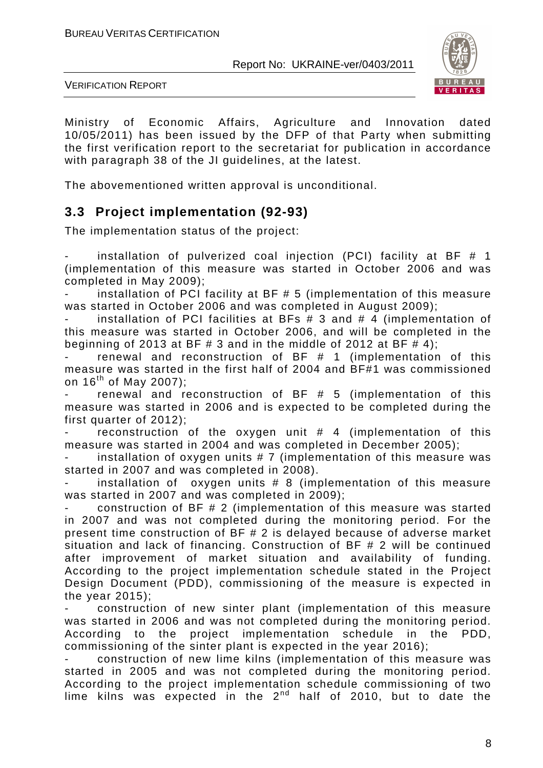Ministry of Economic Affairs, Agriculture and Innovation dated 10/05/2011) has been issued by the DFP of that Party when submitting the first verification report to the secretariat for publication in accordance with paragraph 38 of the JI guidelines, at the latest.

The abovementioned written approval is unconditional.

## 3.3 Project implementation (92-93)

The implementation status of the project:

- installation of pulverized coal injection (PCI) facility at BF # 1 (implementation of this measure was started in October 2006 and was completed in May 2009);
- installation of PCI facility at BF # 5 (implementation of this measure was started in October 2006 and was completed in August 2009);
- installation of PCI facilities at BFs # 3 and # 4 (implementation of this measure was started in October 2006, and will be completed in the beginning of 2013 at BF # 3 and in the middle of 2012 at BF # 4);
- renewal and reconstruction of BF # 1 (implementation of this measure was started in the first half of 2004 and BF#1 was commissioned on 16th of May 2007);
- renewal and reconstruction of BF # 5 (implementation of this measure was started in 2006 and is expected to be completed during the first quarter of 2012);
- reconstruction of the oxygen unit # 4 (implementation of this measure was started in 2004 and was completed in December 2005);
- installation of oxygen units # 7 (implementation of this measure was started in 2007 and was completed in 2008).
- installation of oxygen units # 8 (implementation of this measure was started in 2007 and was completed in 2009);
- construction of BF # 2 (implementation of this measure was started in 2007 and was not completed during the monitoring period. For the present time construction of BF # 2 is delayed because of adverse market situation and lack of financing. Construction of BF # 2 will be continued after improvement of market situation and availability of funding. According to the project implementation schedule stated in the Project Design Document (PDD), commissioning of the measure is expected in the year 2015);
- construction of new sinter plant (implementation of this measure was started in 2006 and was not completed during the monitoring period. According to the project implementation schedule in the PDD, commissioning of the sinter plant is expected in the year 2016);
- construction of new lime kilns (implementation of this measure was started in 2005 and was not completed during the monitoring period. According to the project implementation schedule commissioning of two lime kilns was expected in the 2nd half of 2010, but to date the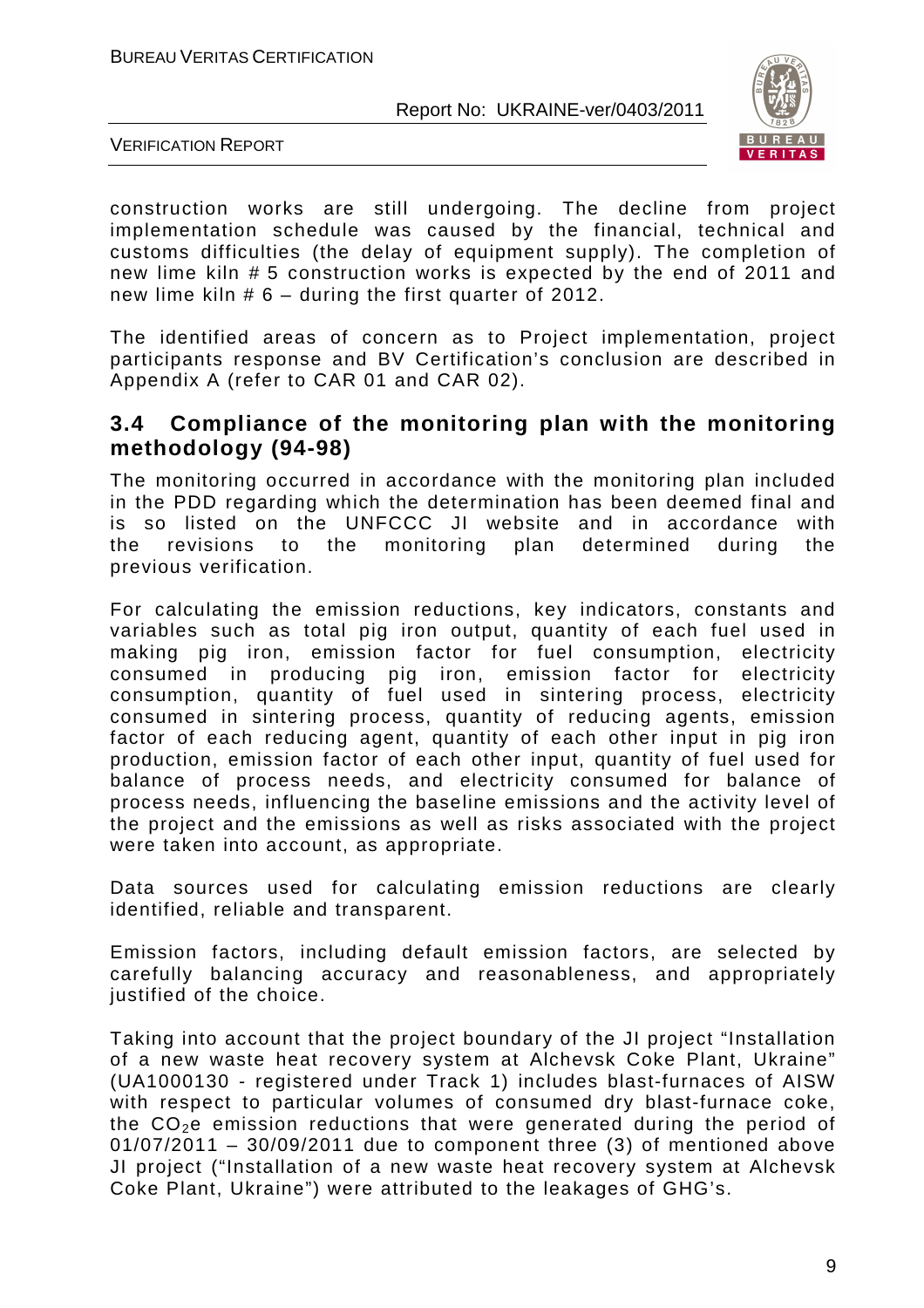construction works are still undergoing. The decline from project implementation schedule was caused by the financial, technical and customs difficulties (the delay of equipment supply). The completion of new lime kiln # 5 construction works is expected by the end of 2011 and new lime kiln # 6 – during the first quarter of 2012.

The identified areas of concern as to Project implementation, project participants response and BV Certification's conclusion are described in Appendix A (refer to CAR 01 and CAR 02).

## 3.4 Compliance of the monitoring plan with the monitoring methodology (94-98)

The monitoring occurred in accordance with the monitoring plan included in the PDD regarding which the determination has been deemed final and is so listed on the UNFCCC JI website and in accordance with the revisions to the monitoring plan determined during the previous verification.

For calculating the emission reductions, key indicators, constants and variables such as total pig iron output, quantity of each fuel used in making pig iron, emission factor for fuel consumption, electricity consumed in producing pig iron, emission factor for electricity consumption, quantity of fuel used in sintering process, electricity consumed in sintering process, quantity of reducing agents, emission factor of each reducing agent, quantity of each other input in pig iron production, emission factor of each other input, quantity of fuel used for balance of process needs, and electricity consumed for balance of process needs, influencing the baseline emissions and the activity level of the project and the emissions as well as risks associated with the project were taken into account, as appropriate.

Data sources used for calculating emission reductions are clearly identified, reliable and transparent.

Emission factors, including default emission factors, are selected by carefully balancing accuracy and reasonableness, and appropriately justified of the choice.

Taking into account that the project boundary of the JI project "Installation of a new waste heat recovery system at Alchevsk Coke Plant, Ukraine" (UA1000130 - registered under Track 1) includes blast-furnaces of AISW with respect to particular volumes of consumed dry blast-furnace coke, the $CO_2$e emission reductions that were generated during the period of 01/07/2011 – 30/09/2011 due to component three (3) of mentioned above JI project ("Installation of a new waste heat recovery system at Alchevsk Coke Plant, Ukraine") were attributed to the leakages of GHG's.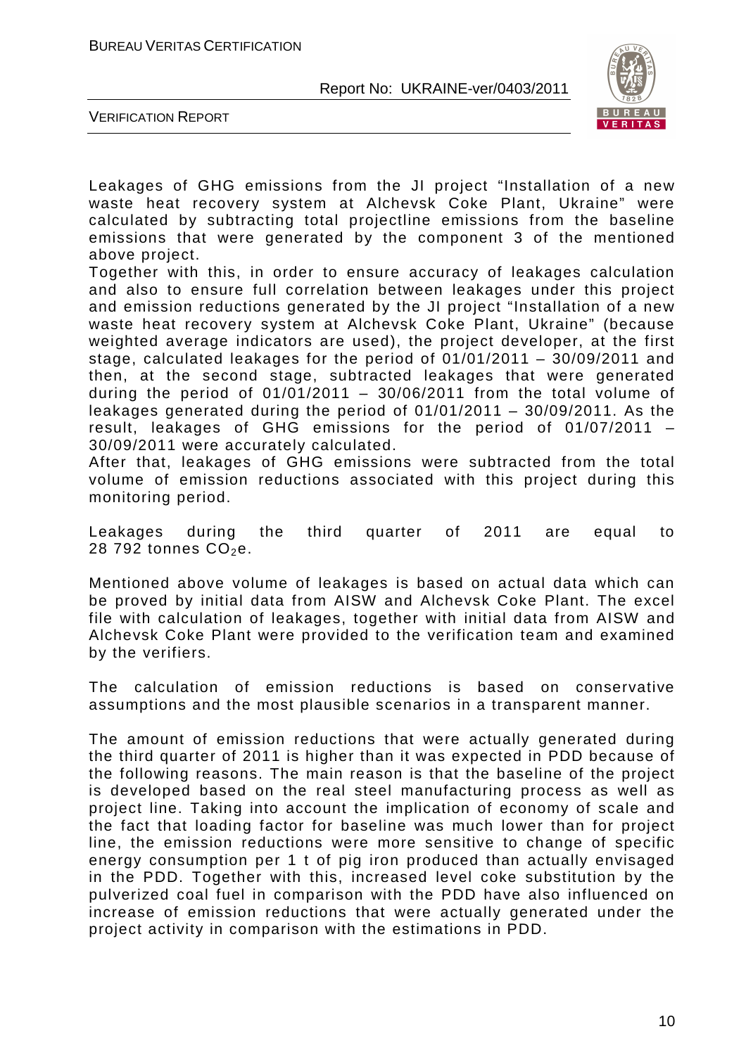Leakages of GHG emissions from the JI project “Installation of a new waste heat recovery system at Alchevsk Coke Plant, Ukraine” were calculated by subtracting total projectline emissions from the baseline emissions that were generated by the component 3 of the mentioned above project.

Together with this, in order to ensure accuracy of leakages calculation and also to ensure full correlation between leakages under this project and emission reductions generated by the JI project “Installation of a new waste heat recovery system at Alchevsk Coke Plant, Ukraine” (because weighted average indicators are used), the project developer, at the first stage, calculated leakages for the period of 01/01/2011 – 30/09/2011 and then, at the second stage, subtracted leakages that were generated during the period of 01/01/2011 – 30/06/2011 from the total volume of leakages generated during the period of 01/01/2011 – 30/09/2011. As the result, leakages of GHG emissions for the period of 01/07/2011 – 30/09/2011 were accurately calculated.

After that, leakages of GHG emissions were subtracted from the total volume of emission reductions associated with this project during this monitoring period.

Leakages during the third quarter of 2011 are equal to 28 792 tonnes $CO_2$e.

Mentioned above volume of leakages is based on actual data which can be proved by initial data from AISW and Alchevsk Coke Plant. The excel file with calculation of leakages, together with initial data from AISW and Alchevsk Coke Plant were provided to the verification team and examined by the verifiers.

The calculation of emission reductions is based on conservative assumptions and the most plausible scenarios in a transparent manner.

The amount of emission reductions that were actually generated during the third quarter of 2011 is higher than it was expected in PDD because of the following reasons. The main reason is that the baseline of the project is developed based on the real steel manufacturing process as well as project line. Taking into account the implication of economy of scale and the fact that loading factor for baseline was much lower than for project line, the emission reductions were more sensitive to change of specific energy consumption per 1 t of pig iron produced than actually envisaged in the PDD. Together with this, increased level coke substitution by the pulverized coal fuel in comparison with the PDD have also influenced on increase of emission reductions that were actually generated under the project activity in comparison with the estimations in PDD.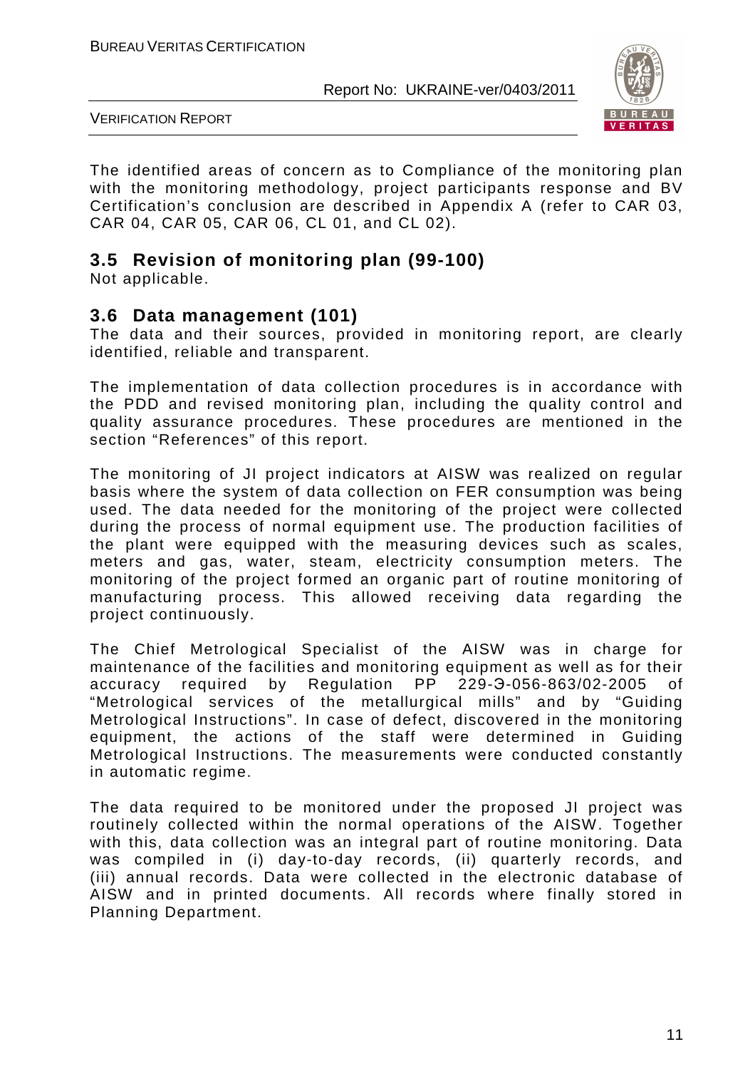The identified areas of concern as to Compliance of the monitoring plan with the monitoring methodology, project participants response and BV Certification's conclusion are described in Appendix A (refer to CAR 03, CAR 04, CAR 05, CAR 06, CL 01, and CL 02).

## 3.5 Revision of monitoring plan (99-100)

Not applicable.

## 3.6 Data management (101)

The data and their sources, provided in monitoring report, are clearly identified, reliable and transparent.

The implementation of data collection procedures is in accordance with the PDD and revised monitoring plan, including the quality control and quality assurance procedures. These procedures are mentioned in the section "References" of this report.

The monitoring of JI project indicators at AISW was realized on regular basis where the system of data collection on FER consumption was being used. The data needed for the monitoring of the project were collected during the process of normal equipment use. The production facilities of the plant were equipped with the measuring devices such as scales, meters and gas, water, steam, electricity consumption meters. The monitoring of the project formed an organic part of routine monitoring of manufacturing process. This allowed receiving data regarding the project continuously.

The Chief Metrological Specialist of the AISW was in charge for maintenance of the facilities and monitoring equipment as well as for their accuracy required by Regulation PP 229-Э-056-863/02-2005 of "Metrological services of the metallurgical mills" and by "Guiding Metrological Instructions". In case of defect, discovered in the monitoring equipment, the actions of the staff were determined in Guiding Metrological Instructions. The measurements were conducted constantly in automatic regime.

The data required to be monitored under the proposed JI project was routinely collected within the normal operations of the AISW. Together with this, data collection was an integral part of routine monitoring. Data was compiled in (i) day-to-day records, (ii) quarterly records, and (iii) annual records. Data were collected in the electronic database of AISW and in printed documents. All records where finally stored in Planning Department.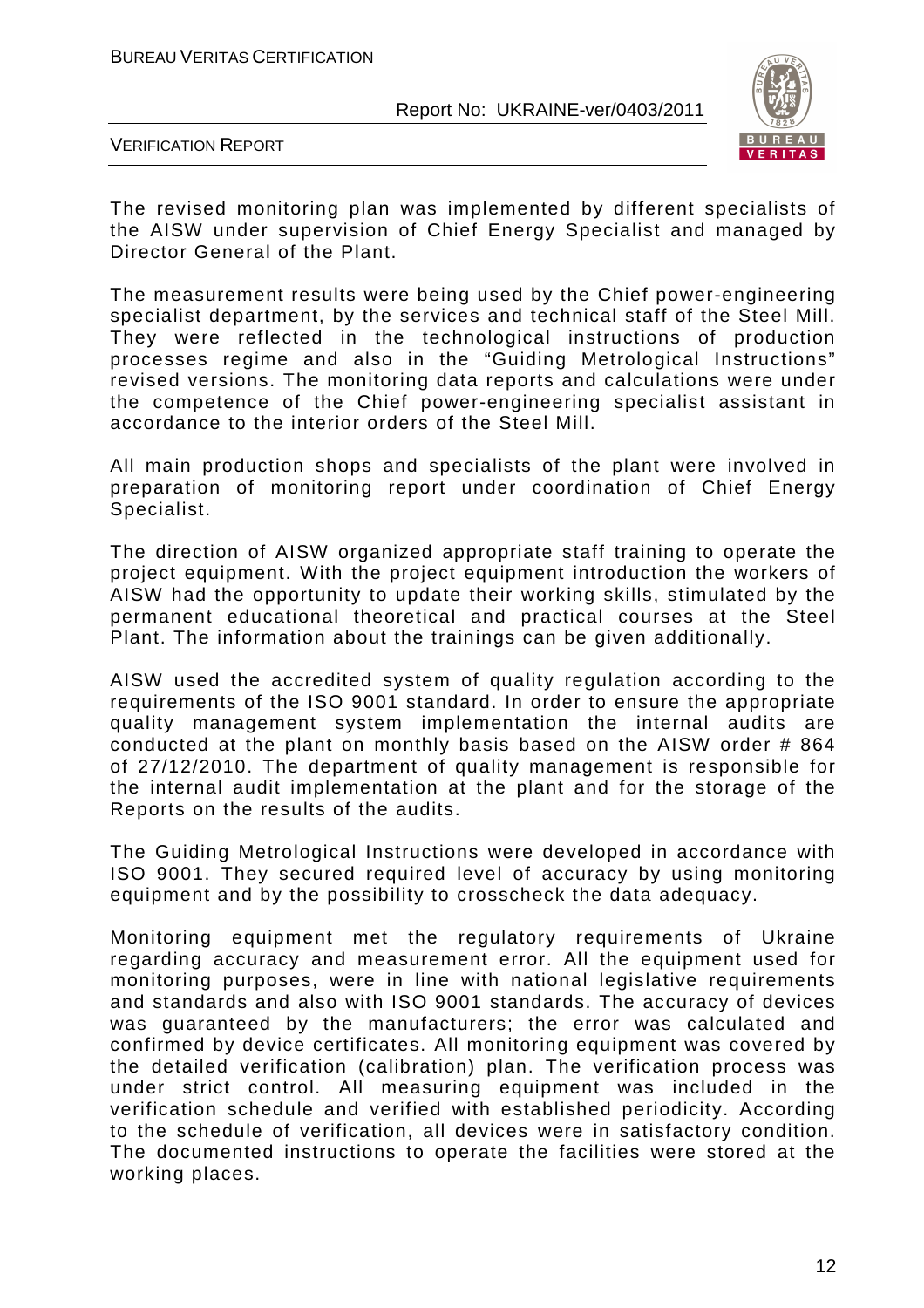The revised monitoring plan was implemented by different specialists of the AISW under supervision of Chief Energy Specialist and managed by Director General of the Plant.

The measurement results were being used by the Chief power-engineering specialist department, by the services and technical staff of the Steel Mill. They were reflected in the technological instructions of production processes regime and also in the "Guiding Metrological Instructions" revised versions. The monitoring data reports and calculations were under the competence of the Chief power-engineering specialist assistant in accordance to the interior orders of the Steel Mill.

All main production shops and specialists of the plant were involved in preparation of monitoring report under coordination of Chief Energy Specialist.

The direction of AISW organized appropriate staff training to operate the project equipment. With the project equipment introduction the workers of AISW had the opportunity to update their working skills, stimulated by the permanent educational theoretical and practical courses at the Steel Plant. The information about the trainings can be given additionally.

AISW used the accredited system of quality regulation according to the requirements of the ISO 9001 standard. In order to ensure the appropriate quality management system implementation the internal audits are conducted at the plant on monthly basis based on the AISW order # 864 of 27/12/2010. The department of quality management is responsible for the internal audit implementation at the plant and for the storage of the Reports on the results of the audits.

The Guiding Metrological Instructions were developed in accordance with ISO 9001. They secured required level of accuracy by using monitoring equipment and by the possibility to crosscheck the data adequacy.

Monitoring equipment met the regulatory requirements of Ukraine regarding accuracy and measurement error. All the equipment used for monitoring purposes, were in line with national legislative requirements and standards and also with ISO 9001 standards. The accuracy of devices was guaranteed by the manufacturers; the error was calculated and confirmed by device certificates. All monitoring equipment was covered by the detailed verification (calibration) plan. The verification process was under strict control. All measuring equipment was included in the verification schedule and verified with established periodicity. According to the schedule of verification, all devices were in satisfactory condition. The documented instructions to operate the facilities were stored at the working places.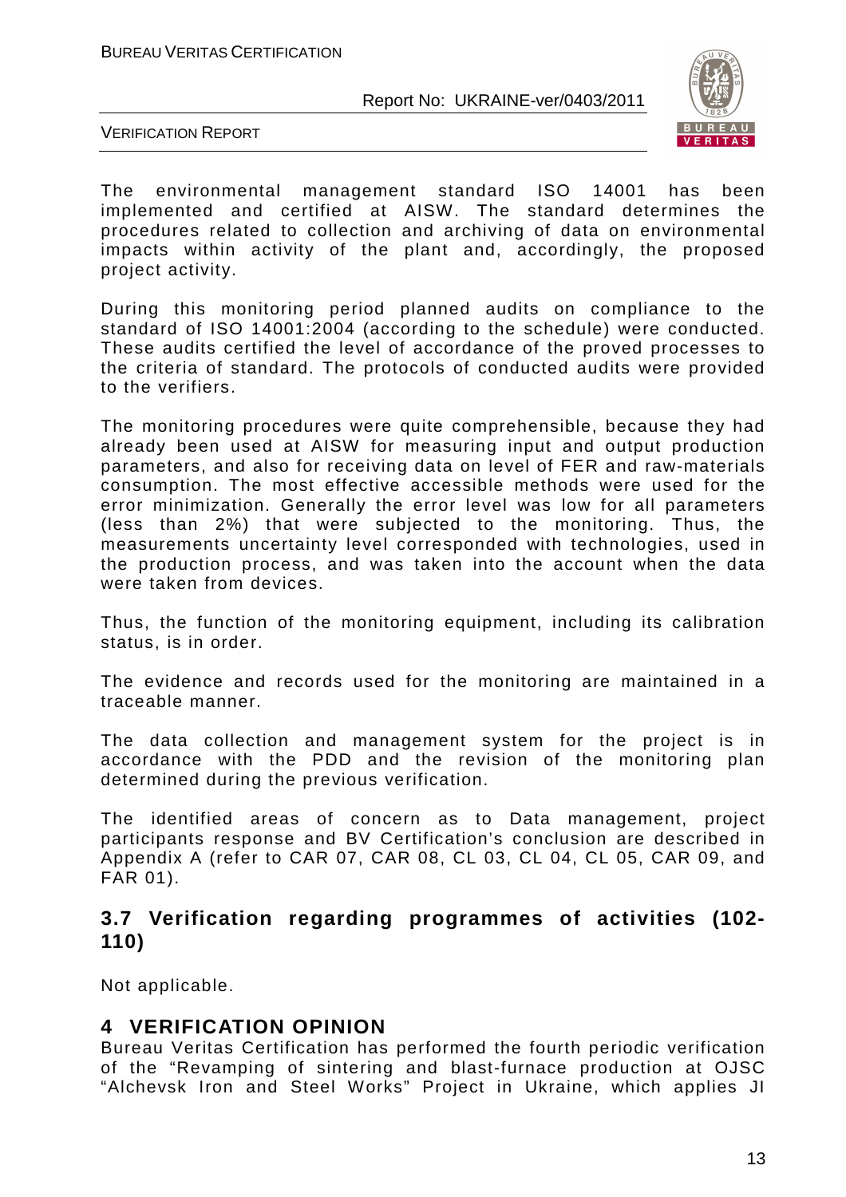The environmental management standard ISO 14001 has been implemented and certified at AISW. The standard determines the procedures related to collection and archiving of data on environmental impacts within activity of the plant and, accordingly, the proposed project activity.

During this monitoring period planned audits on compliance to the standard of ISO 14001:2004 (according to the schedule) were conducted. These audits certified the level of accordance of the proved processes to the criteria of standard. The protocols of conducted audits were provided to the verifiers.

The monitoring procedures were quite comprehensible, because they had already been used at AISW for measuring input and output production parameters, and also for receiving data on level of FER and raw-materials consumption. The most effective accessible methods were used for the error minimization. Generally the error level was low for all parameters (less than 2%) that were subjected to the monitoring. Thus, the measurements uncertainty level corresponded with technologies, used in the production process, and was taken into the account when the data were taken from devices.

Thus, the function of the monitoring equipment, including its calibration status, is in order.

The evidence and records used for the monitoring are maintained in a traceable manner.

The data collection and management system for the project is in accordance with the PDD and the revision of the monitoring plan determined during the previous verification.

The identified areas of concern as to Data management, project participants response and BV Certification's conclusion are described in Appendix A (refer to CAR 07, CAR 08, CL 03, CL 04, CL 05, CAR 09, and FAR 01).

## 3.7 Verification regarding programmes of activities (102-110)

Not applicable.

# 4 VERIFICATION OPINION

Bureau Veritas Certification has performed the fourth periodic verification of the "Revamping of sintering and blast-furnace production at OJSC "Alchevsk Iron and Steel Works" Project in Ukraine, which applies JI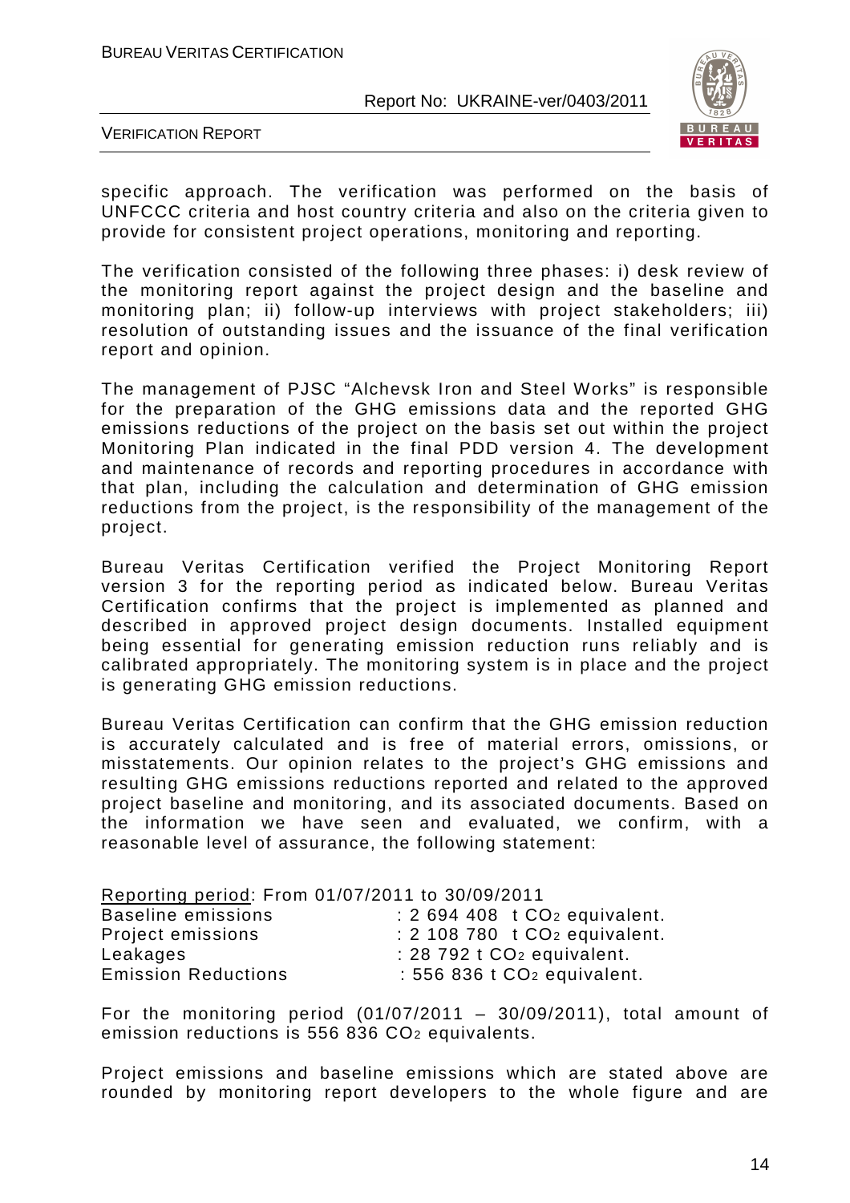specific approach. The verification was performed on the basis of UNFCCC criteria and host country criteria and also on the criteria given to provide for consistent project operations, monitoring and reporting.

The verification consisted of the following three phases: i) desk review of the monitoring report against the project design and the baseline and monitoring plan; ii) follow-up interviews with project stakeholders; iii) resolution of outstanding issues and the issuance of the final verification report and opinion.

The management of PJSC "Alchevsk Iron and Steel Works" is responsible for the preparation of the GHG emissions data and the reported GHG emissions reductions of the project on the basis set out within the project Monitoring Plan indicated in the final PDD version 4. The development and maintenance of records and reporting procedures in accordance with that plan, including the calculation and determination of GHG emission reductions from the project, is the responsibility of the management of the project.

Bureau Veritas Certification verified the Project Monitoring Report version 3 for the reporting period as indicated below. Bureau Veritas Certification confirms that the project is implemented as planned and described in approved project design documents. Installed equipment being essential for generating emission reduction runs reliably and is calibrated appropriately. The monitoring system is in place and the project is generating GHG emission reductions.

Bureau Veritas Certification can confirm that the GHG emission reduction is accurately calculated and is free of material errors, omissions, or misstatements. Our opinion relates to the project's GHG emissions and resulting GHG emissions reductions reported and related to the approved project baseline and monitoring, and its associated documents. Based on the information we have seen and evaluated, we confirm, with a reasonable level of assurance, the following statement:

Reporting period: From 01/07/2011 to 30/09/2011

| | |
|---|---|
| Baseline emissions | : 2 694 408 t $CO_2$ equivalent. |
| Project emissions | : 2 108 780 t $CO_2$ equivalent. |
| Leakages | : 28 792 t $CO_2$ equivalent. |
| Emission Reductions | : 556 836 t $CO_2$ equivalent. |

For the monitoring period (01/07/2011 – 30/09/2011), total amount of emission reductions is 556 836 $CO_2$ equivalents.

Project emissions and baseline emissions which are stated above are rounded by monitoring report developers to the whole figure and are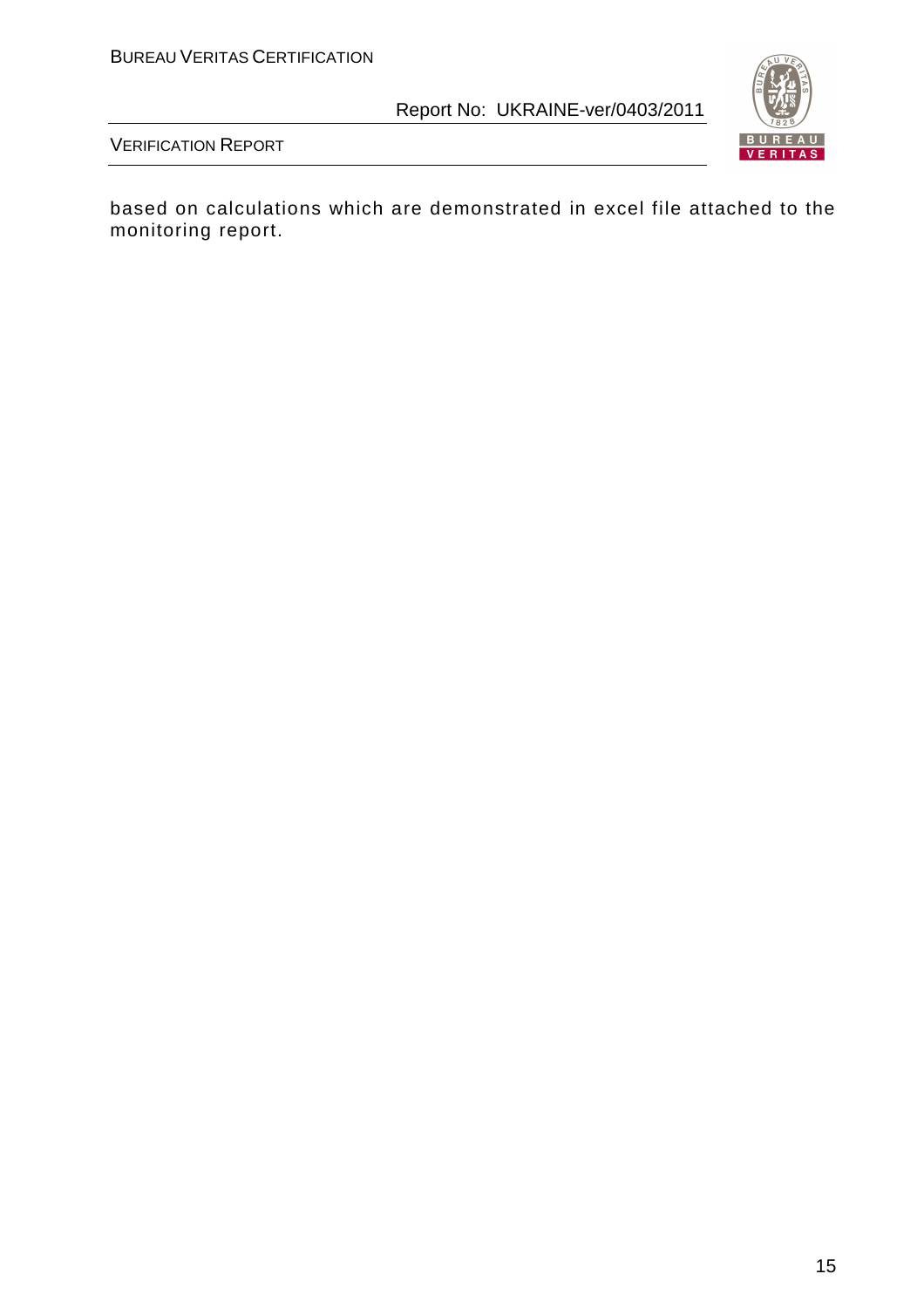based on calculations which are demonstrated in excel file attached to the monitoring report.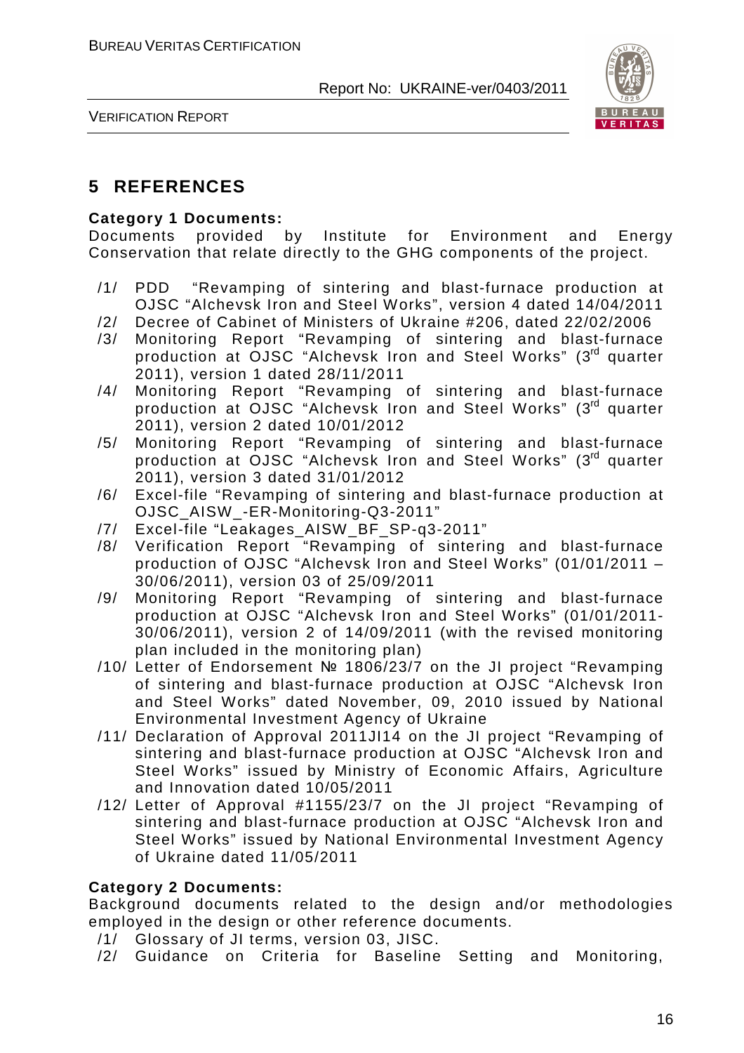# 5 REFERENCES

**Category 1 Documents:**

Documents provided by Institute for Environment and Energy Conservation that relate directly to the GHG components of the project.

/1/ PDD "Revamping of sintering and blast-furnace production at OJSC "Alchevsk Iron and Steel Works", version 4 dated 14/04/2011

/2/ Decree of Cabinet of Ministers of Ukraine #206, dated 22/02/2006

/3/ Monitoring Report "Revamping of sintering and blast-furnace production at OJSC "Alchevsk Iron and Steel Works" (3rd quarter 2011), version 1 dated 28/11/2011

/4/ Monitoring Report "Revamping of sintering and blast-furnace production at OJSC "Alchevsk Iron and Steel Works" (3rd quarter 2011), version 2 dated 10/01/2012

/5/ Monitoring Report "Revamping of sintering and blast-furnace production at OJSC "Alchevsk Iron and Steel Works" (3rd quarter 2011), version 3 dated 31/01/2012

/6/ Excel-file "Revamping of sintering and blast-furnace production at OJSC_AISW_-ER-Monitoring-Q3-2011"

/7/ Excel-file "Leakages_AISW_BF_SP-q3-2011"

/8/ Verification Report "Revamping of sintering and blast-furnace production of OJSC "Alchevsk Iron and Steel Works" (01/01/2011 – 30/06/2011), version 03 of 25/09/2011

/9/ Monitoring Report "Revamping of sintering and blast-furnace production at OJSC "Alchevsk Iron and Steel Works" (01/01/2011-30/06/2011), version 2 of 14/09/2011 (with the revised monitoring plan included in the monitoring plan)

/10/ Letter of Endorsement № 1806/23/7 on the JI project "Revamping of sintering and blast-furnace production at OJSC "Alchevsk Iron and Steel Works" dated November, 09, 2010 issued by National Environmental Investment Agency of Ukraine

/11/ Declaration of Approval 2011JI14 on the JI project "Revamping of sintering and blast-furnace production at OJSC "Alchevsk Iron and Steel Works" issued by Ministry of Economic Affairs, Agriculture and Innovation dated 10/05/2011

/12/ Letter of Approval #1155/23/7 on the JI project "Revamping of sintering and blast-furnace production at OJSC "Alchevsk Iron and Steel Works" issued by National Environmental Investment Agency of Ukraine dated 11/05/2011

**Category 2 Documents:**

Background documents related to the design and/or methodologies employed in the design or other reference documents.

/1/ Glossary of JI terms, version 03, JISC.

/2/ Guidance on Criteria for Baseline Setting and Monitoring,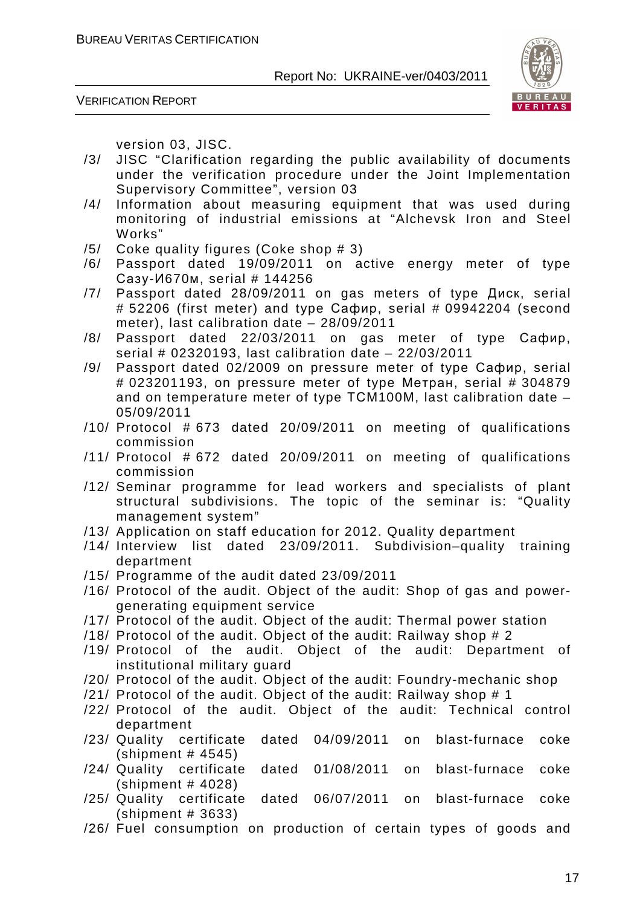version 03, JISC.

/3/ JISC "Clarification regarding the public availability of documents under the verification procedure under the Joint Implementation Supervisory Committee", version 03

/4/ Information about measuring equipment that was used during monitoring of industrial emissions at "Alchevsk Iron and Steel Works"

/5/ Coke quality figures (Coke shop # 3)

/6/ Passport dated 19/09/2011 on active energy meter of type Сазу-И670м, serial # 144256

/7/ Passport dated 28/09/2011 on gas meters of type Диск, serial # 52206 (first meter) and type Сафир, serial # 09942204 (second meter), last calibration date – 28/09/2011

/8/ Passport dated 22/03/2011 on gas meter of type Сафир, serial # 02320193, last calibration date – 22/03/2011

/9/ Passport dated 02/2009 on pressure meter of type Сафир, serial # 023201193, on pressure meter of type Метран, serial # 304879 and on temperature meter of type ТСМ100М, last calibration date – 05/09/2011

/10/ Protocol # 673 dated 20/09/2011 on meeting of qualifications commission

/11/ Protocol # 672 dated 20/09/2011 on meeting of qualifications commission

/12/ Seminar programme for lead workers and specialists of plant structural subdivisions. The topic of the seminar is: "Quality management system"

/13/ Application on staff education for 2012. Quality department

/14/ Interview list dated 23/09/2011. Subdivision–quality training department

/15/ Programme of the audit dated 23/09/2011

/16/ Protocol of the audit. Object of the audit: Shop of gas and power-generating equipment service

/17/ Protocol of the audit. Object of the audit: Thermal power station

/18/ Protocol of the audit. Object of the audit: Railway shop # 2

/19/ Protocol of the audit. Object of the audit: Department of institutional military guard

/20/ Protocol of the audit. Object of the audit: Foundry-mechanic shop

/21/ Protocol of the audit. Object of the audit: Railway shop # 1

/22/ Protocol of the audit. Object of the audit: Technical control department

/23/ Quality certificate dated 04/09/2011 on blast-furnace coke (shipment # 4545)

/24/ Quality certificate dated 01/08/2011 on blast-furnace coke (shipment # 4028)

/25/ Quality certificate dated 06/07/2011 on blast-furnace coke (shipment # 3633)

/26/ Fuel consumption on production of certain types of goods and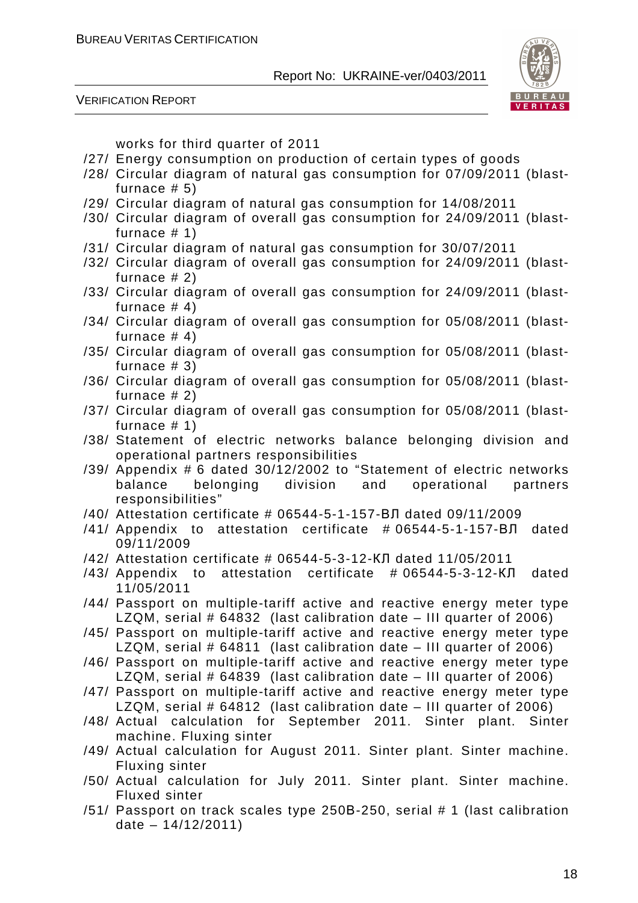works for third quarter of 2011

/27/ Energy consumption on production of certain types of goods

/28/ Circular diagram of natural gas consumption for 07/09/2011 (blast-furnace # 5)

/29/ Circular diagram of natural gas consumption for 14/08/2011

/30/ Circular diagram of overall gas consumption for 24/09/2011 (blast-furnace # 1)

/31/ Circular diagram of natural gas consumption for 30/07/2011

/32/ Circular diagram of overall gas consumption for 24/09/2011 (blast-furnace # 2)

/33/ Circular diagram of overall gas consumption for 24/09/2011 (blast-furnace # 4)

/34/ Circular diagram of overall gas consumption for 05/08/2011 (blast-furnace # 4)

/35/ Circular diagram of overall gas consumption for 05/08/2011 (blast-furnace # 3)

/36/ Circular diagram of overall gas consumption for 05/08/2011 (blast-furnace # 2)

/37/ Circular diagram of overall gas consumption for 05/08/2011 (blast-furnace # 1)

/38/ Statement of electric networks balance belonging division and operational partners responsibilities

/39/ Appendix # 6 dated 30/12/2002 to "Statement of electric networks balance belonging division and operational partners responsibilities"

/40/ Attestation certificate # 06544-5-1-157-ВЛ dated 09/11/2009

/41/ Appendix to attestation certificate # 06544-5-1-157-ВЛ dated 09/11/2009

/42/ Attestation certificate # 06544-5-3-12-КЛ dated 11/05/2011

/43/ Appendix to attestation certificate # 06544-5-3-12-КЛ dated 11/05/2011

/44/ Passport on multiple-tariff active and reactive energy meter type LZQM, serial # 64832 (last calibration date – III quarter of 2006)

/45/ Passport on multiple-tariff active and reactive energy meter type LZQM, serial # 64811 (last calibration date – III quarter of 2006)

/46/ Passport on multiple-tariff active and reactive energy meter type LZQM, serial # 64839 (last calibration date – III quarter of 2006)

/47/ Passport on multiple-tariff active and reactive energy meter type LZQM, serial # 64812 (last calibration date – III quarter of 2006)

/48/ Actual calculation for September 2011. Sinter plant. Sinter machine. Fluxing sinter

/49/ Actual calculation for August 2011. Sinter plant. Sinter machine. Fluxing sinter

/50/ Actual calculation for July 2011. Sinter plant. Sinter machine. Fluxed sinter

/51/ Passport on track scales type 250В-250, serial # 1 (last calibration date – 14/12/2011)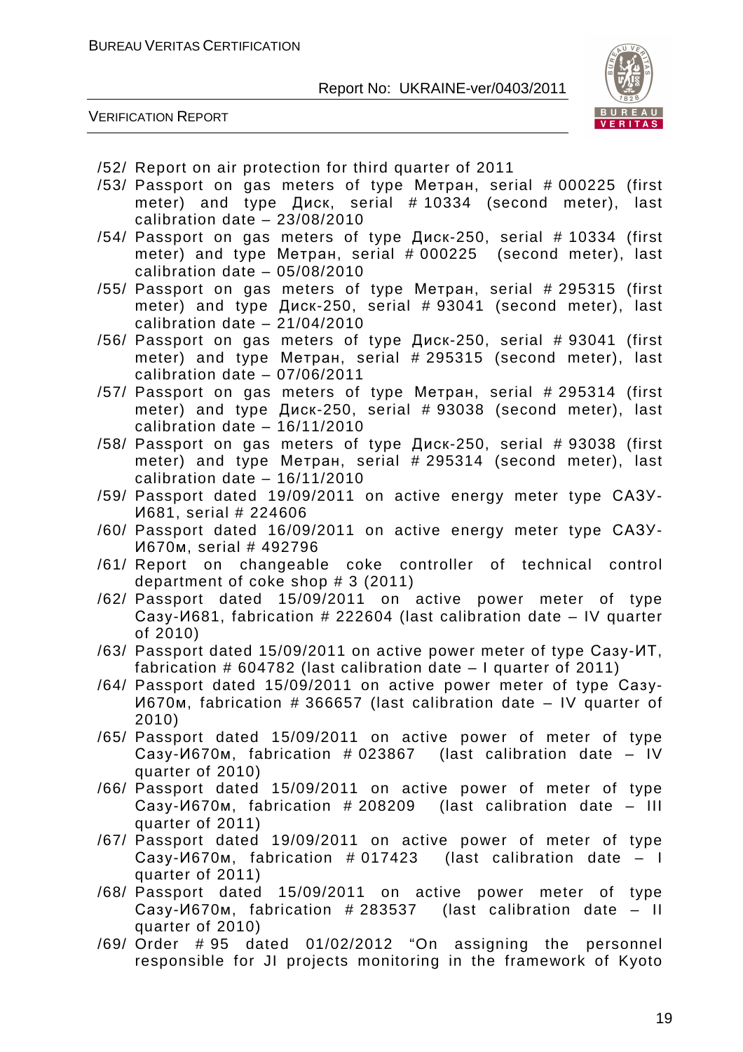/52/ Report on air protection for third quarter of 2011

/53/ Passport on gas meters of type Метран, serial # 000225 (first meter) and type Диск, serial # 10334 (second meter), last calibration date – 23/08/2010

/54/ Passport on gas meters of type Диск-250, serial # 10334 (first meter) and type Метран, serial # 000225 (second meter), last calibration date – 05/08/2010

/55/ Passport on gas meters of type Метран, serial # 295315 (first meter) and type Диск-250, serial # 93041 (second meter), last calibration date – 21/04/2010

/56/ Passport on gas meters of type Диск-250, serial # 93041 (first meter) and type Метран, serial # 295315 (second meter), last calibration date – 07/06/2011

/57/ Passport on gas meters of type Метран, serial # 295314 (first meter) and type Диск-250, serial # 93038 (second meter), last calibration date – 16/11/2010

/58/ Passport on gas meters of type Диск-250, serial # 93038 (first meter) and type Метран, serial # 295314 (second meter), last calibration date – 16/11/2010

/59/ Passport dated 19/09/2011 on active energy meter type САЗУ-И681, serial # 224606

/60/ Passport dated 16/09/2011 on active energy meter type САЗУ-И670м, serial # 492796

/61/ Report on changeable coke controller of technical control department of coke shop # 3 (2011)

/62/ Passport dated 15/09/2011 on active power meter of type Сазу-И681, fabrication # 222604 (last calibration date – IV quarter of 2010)

/63/ Passport dated 15/09/2011 on active power meter of type Сазу-ИТ, fabrication # 604782 (last calibration date – I quarter of 2011)

/64/ Passport dated 15/09/2011 on active power meter of type Сазу-И670м, fabrication # 366657 (last calibration date – IV quarter of 2010)

/65/ Passport dated 15/09/2011 on active power of meter of type Сазу-И670м, fabrication # 023867 (last calibration date – IV quarter of 2010)

/66/ Passport dated 15/09/2011 on active power of meter of type Сазу-И670м, fabrication # 208209 (last calibration date – III quarter of 2011)

/67/ Passport dated 19/09/2011 on active power of meter of type Сазу-И670м, fabrication # 017423 (last calibration date – I quarter of 2011)

/68/ Passport dated 15/09/2011 on active power meter of type Сазу-И670м, fabrication # 283537 (last calibration date – II quarter of 2010)

/69/ Order # 95 dated 01/02/2012 "On assigning the personnel responsible for JI projects monitoring in the framework of Kyoto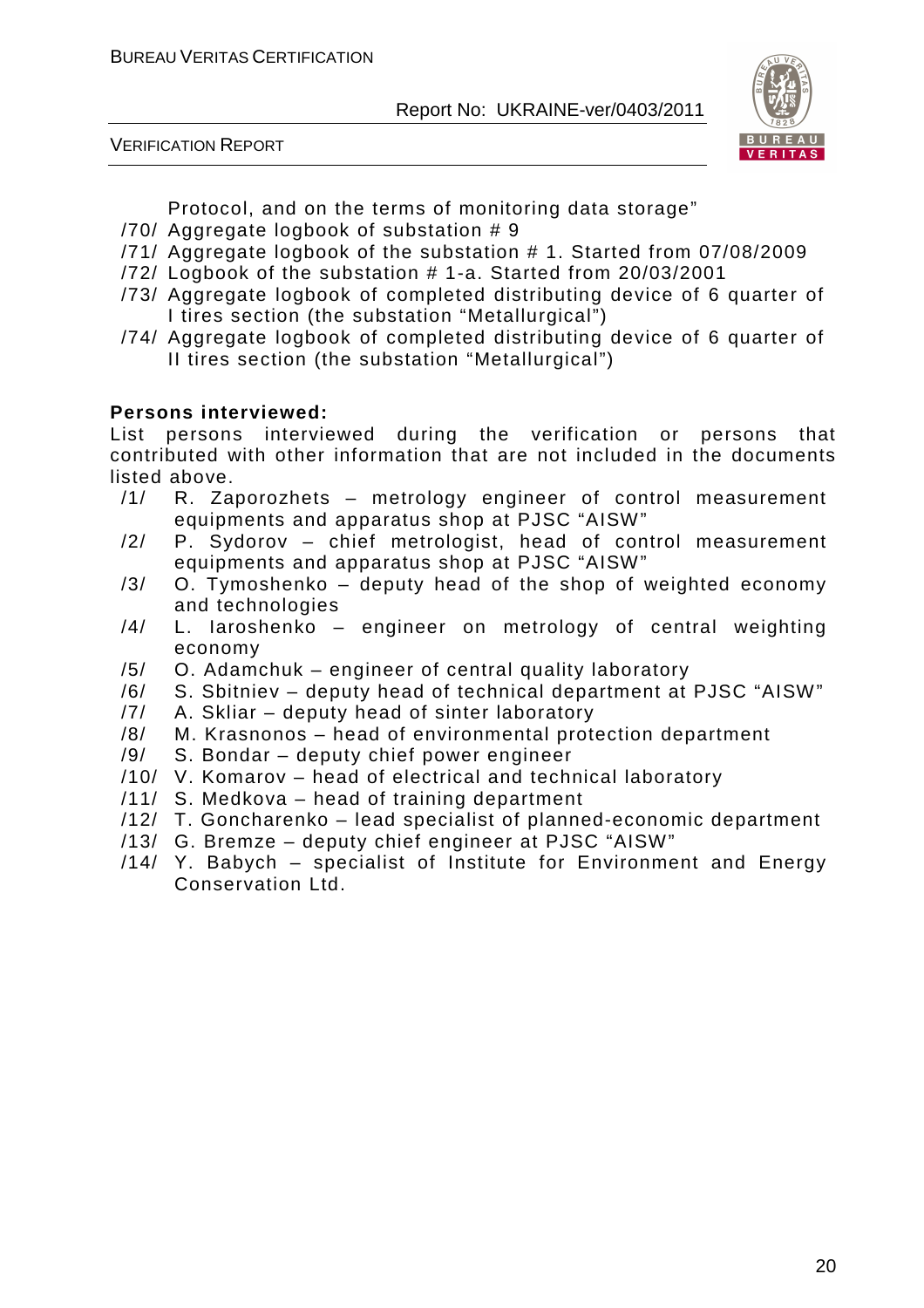Protocol, and on the terms of monitoring data storage"

/70/ Aggregate logbook of substation # 9

/71/ Aggregate logbook of the substation # 1. Started from 07/08/2009

/72/ Logbook of the substation # 1-a. Started from 20/03/2001

/73/ Aggregate logbook of completed distributing device of 6 quarter of I tires section (the substation "Metallurgical")

/74/ Aggregate logbook of completed distributing device of 6 quarter of II tires section (the substation "Metallurgical")

**Persons interviewed:**

List persons interviewed during the verification or persons that contributed with other information that are not included in the documents listed above.

/1/ R. Zaporozhets – metrology engineer of control measurement equipments and apparatus shop at PJSC "AISW"

/2/ P. Sydorov – chief metrologist, head of control measurement equipments and apparatus shop at PJSC "AISW"

/3/ O. Tymoshenko – deputy head of the shop of weighted economy and technologies

/4/ L. Iaroshenko – engineer on metrology of central weighting economy

/5/ O. Adamchuk – engineer of central quality laboratory

/6/ S. Sbitniev – deputy head of technical department at PJSC "AISW"

/7/ A. Skliar – deputy head of sinter laboratory

/8/ M. Krasnonos – head of environmental protection department

/9/ S. Bondar – deputy chief power engineer

/10/ V. Komarov – head of electrical and technical laboratory

/11/ S. Medkova – head of training department

/12/ T. Goncharenko – lead specialist of planned-economic department

/13/ G. Bremze – deputy chief engineer at PJSC "AISW"

/14/ Y. Babych – specialist of Institute for Environment and Energy Conservation Ltd.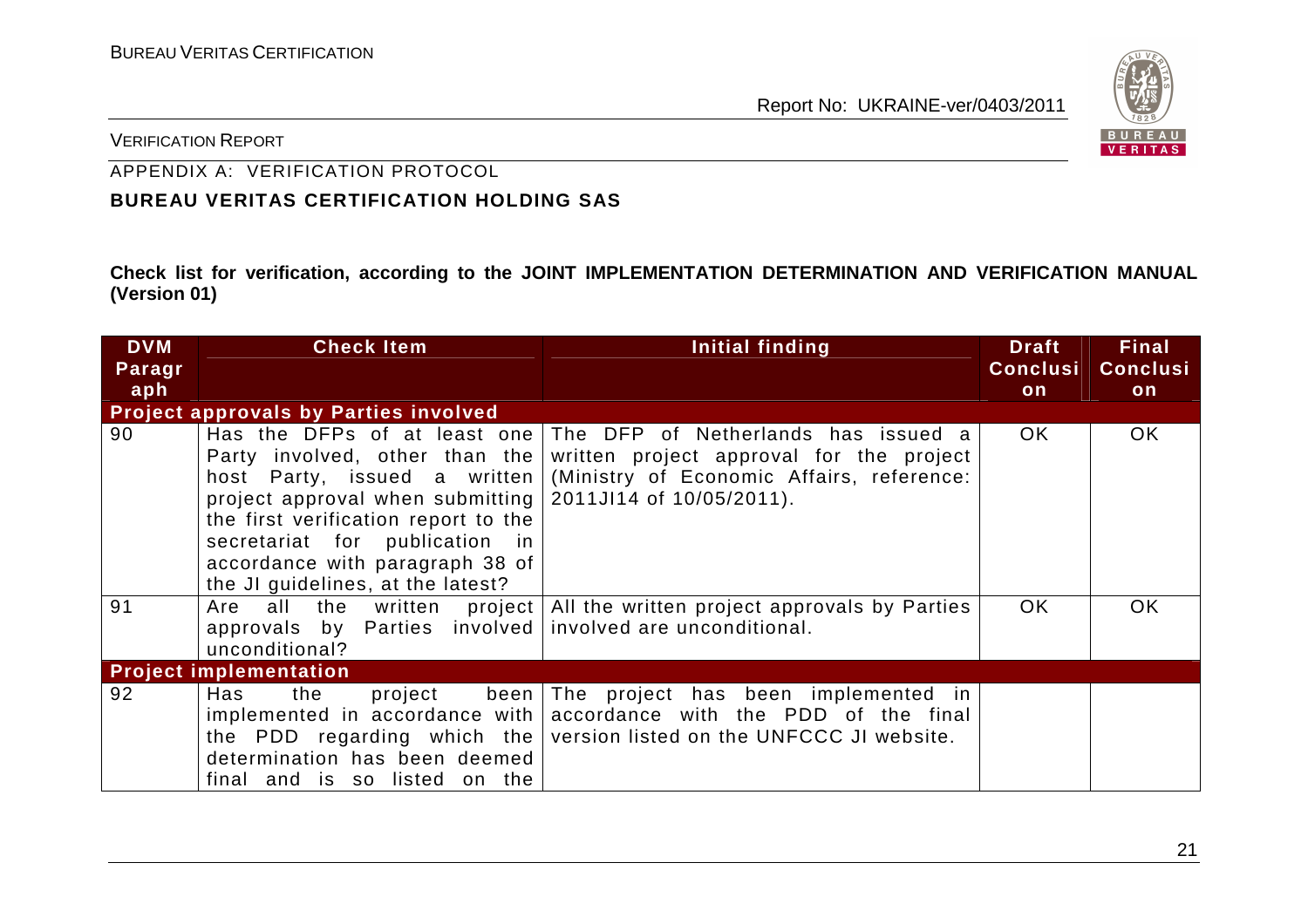APPENDIX A: VERIFICATION PROTOCOL

**BUREAU VERITAS CERTIFICATION HOLDING SAS**

**Check list for verification, according to the JOINT IMPLEMENTATION DETERMINATION AND VERIFICATION MANUAL (Version 01)**

| DVM Paragraph | Check Item | Initial finding | Draft Conclusion | Final Conclusion |
|---|---|---|---|---|
| **Project approvals by Parties involved** | | | | |
| 90 | Has the DFPs of at least one Party involved, other than the host Party, issued a written project approval when submitting the first verification report to the secretariat for publication in accordance with paragraph 38 of the JI guidelines, at the latest? | The DFP of Netherlands has issued a written project approval for the project (Ministry of Economic Affairs, reference: 2011JI14 of 10/05/2011). | OK | OK |
| 91 | Are all the written project approvals by Parties involved unconditional? | All the written project approvals by Parties involved are unconditional. | OK | OK |
| **Project implementation** | | | | |
| 92 | Has the project been implemented in accordance with the PDD regarding which the determination has been deemed final and is so listed on the | The project has been implemented in accordance with the PDD of the final version listed on the UNFCCC JI website. | | |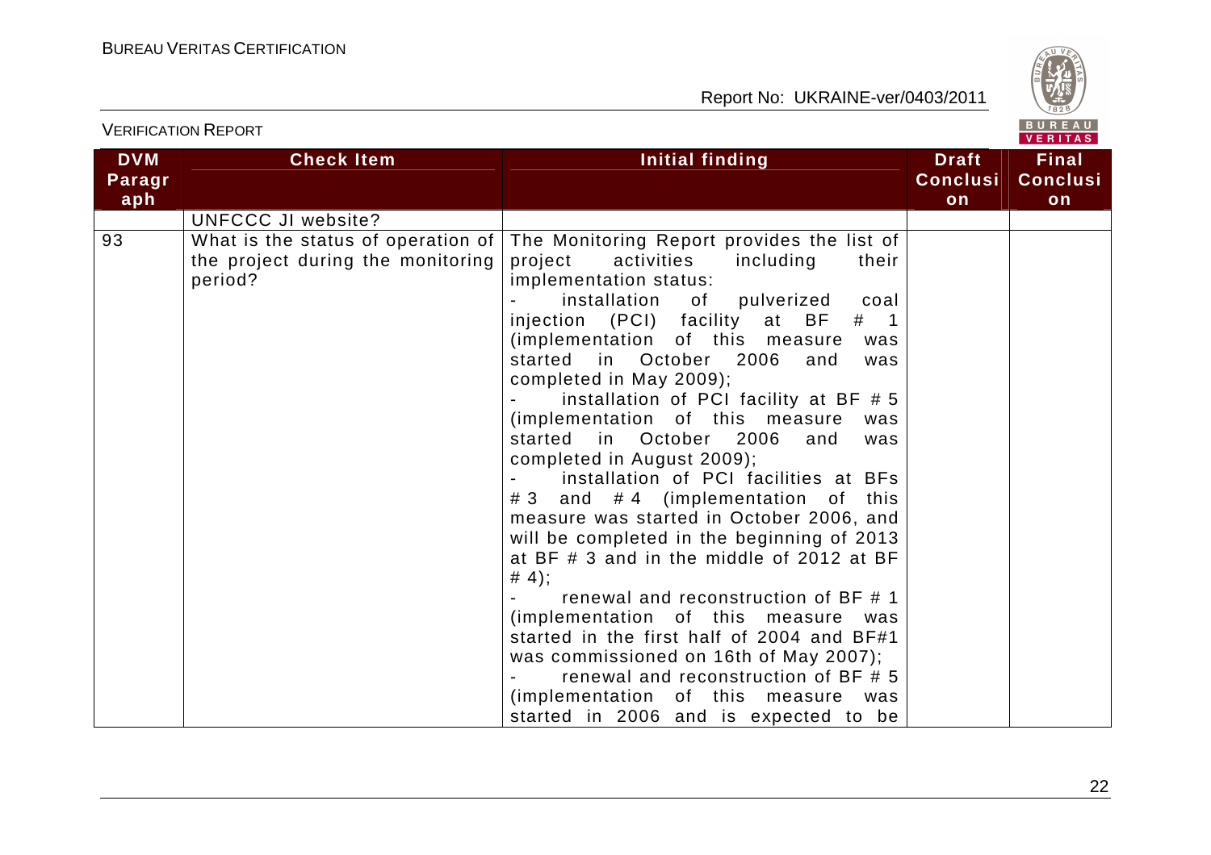| DVM Paragraph | Check Item | Initial finding | Draft Conclusion | Final Conclusion |
|---|---|---|---|---|
| | UNFCCC JI website? | | | |
| 93 | What is the status of operation of the project during the monitoring period? | The Monitoring Report provides the list of project activities including their implementation status:<br>- installation of pulverized coal injection (PCI) facility at BF # 1 (implementation of this measure was started in October 2006 and was completed in May 2009);<br>- installation of PCI facility at BF # 5 (implementation of this measure was started in October 2006 and was completed in August 2009);<br>- installation of PCI facilities at BFs # 3 and # 4 (implementation of this measure was started in October 2006, and will be completed in the beginning of 2013 at BF # 3 and in the middle of 2012 at BF # 4);<br>- renewal and reconstruction of BF # 1 (implementation of this measure was started in the first half of 2004 and BF#1 was commissioned on 16th of May 2007);<br>- renewal and reconstruction of BF # 5 (implementation of this measure was started in 2006 and is expected to be | | |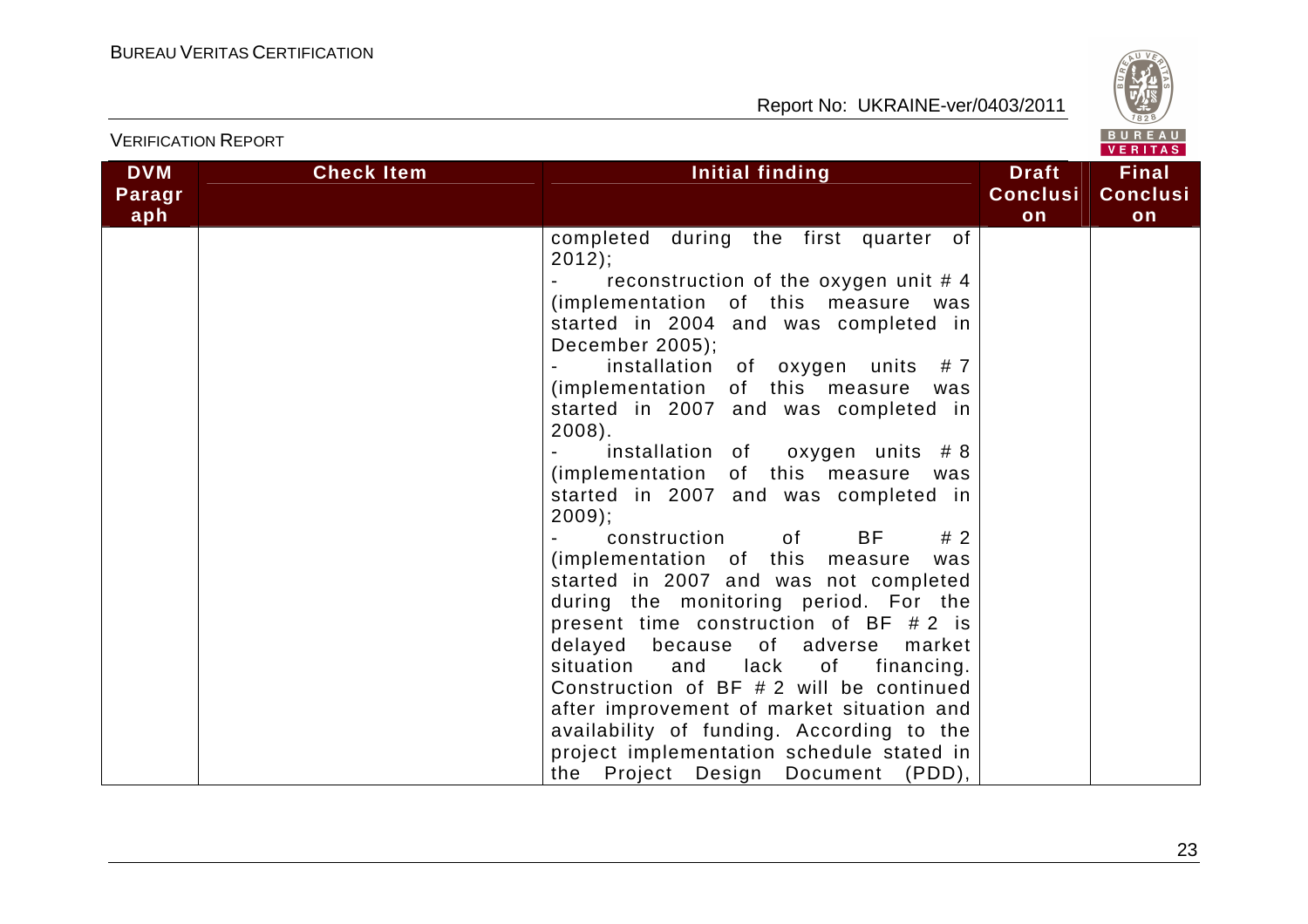| DVM Paragraph | Check Item | Initial finding | Draft Conclusion | Final Conclusion |
|---|---|---|---|---|
| | | completed during the first quarter of 2012);<br>- reconstruction of the oxygen unit # 4 (implementation of this measure was started in 2004 and was completed in December 2005);<br>- installation of oxygen units # 7 (implementation of this measure was started in 2007 and was completed in 2008).<br>- installation of oxygen units # 8 (implementation of this measure was started in 2007 and was completed in 2009);<br>- construction of BF # 2 (implementation of this measure was started in 2007 and was not completed during the monitoring period. For the present time construction of BF # 2 is delayed because of adverse market situation and lack of financing. Construction of BF # 2 will be continued after improvement of market situation and availability of funding. According to the project implementation schedule stated in the Project Design Document (PDD), | | |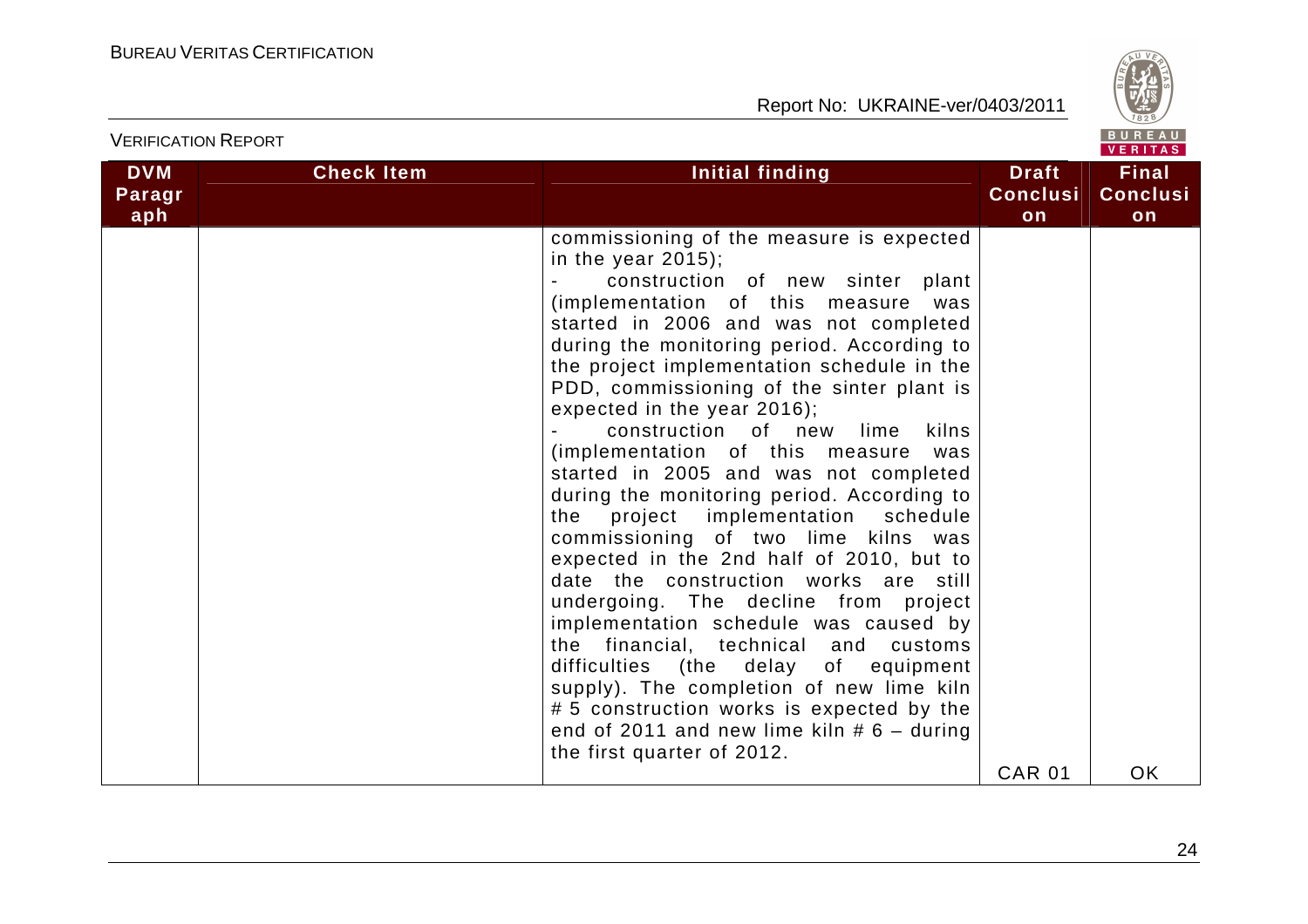| DVM Paragraph | Check Item | Initial finding | Draft Conclusion | Final Conclusion |
|---|---|---|---|---|
| | | commissioning of the measure is expected in the year 2015);<br>- construction of new sinter plant (implementation of this measure was started in 2006 and was not completed during the monitoring period. According to the project implementation schedule in the PDD, commissioning of the sinter plant is expected in the year 2016);<br>- construction of new lime kilns (implementation of this measure was started in 2005 and was not completed during the monitoring period. According to the project implementation schedule commissioning of two lime kilns was expected in the 2nd half of 2010, but to date the construction works are still undergoing. The decline from project implementation schedule was caused by the financial, technical and customs difficulties (the delay of equipment supply). The completion of new lime kiln # 5 construction works is expected by the end of 2011 and new lime kiln # 6 – during the first quarter of 2012. | CAR 01 | OK |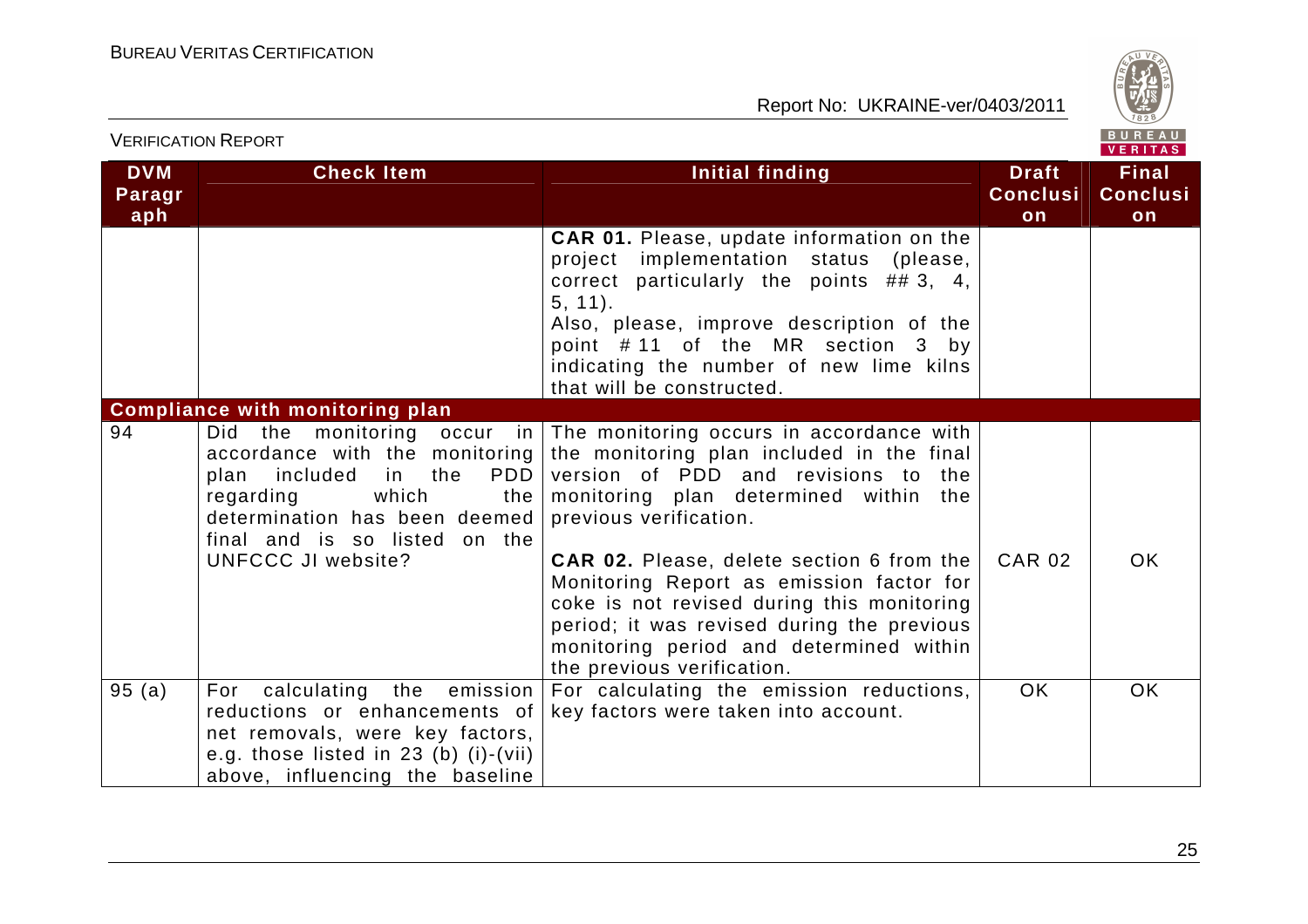| DVM Paragraph | Check Item | Initial finding | Draft Conclusion | Final Conclusion |
|---|---|---|---|---|
| | | **CAR 01.** Please, update information on the project implementation status (please, correct particularly the points ## 3, 4, 5, 11).<br>Also, please, improve description of the point # 11 of the MR section 3 by indicating the number of new lime kilns that will be constructed. | | |
| **Compliance with monitoring plan** | | | | |
| 94 | Did the monitoring occur in accordance with the monitoring plan included in the PDD regarding which the determination has been deemed final and is so listed on the UNFCCC JI website? | The monitoring occurs in accordance with the monitoring plan included in the final version of PDD and revisions to the monitoring plan determined within the previous verification.<br><br>**CAR 02.** Please, delete section 6 from the Monitoring Report as emission factor for coke is not revised during this monitoring period; it was revised during the previous monitoring period and determined within the previous verification. | CAR 02 | OK |
| 95 (a) | For calculating the emission reductions or enhancements of net removals, were key factors, e.g. those listed in 23 (b) (i)-(vii) above, influencing the baseline | For calculating the emission reductions, key factors were taken into account. | OK | OK |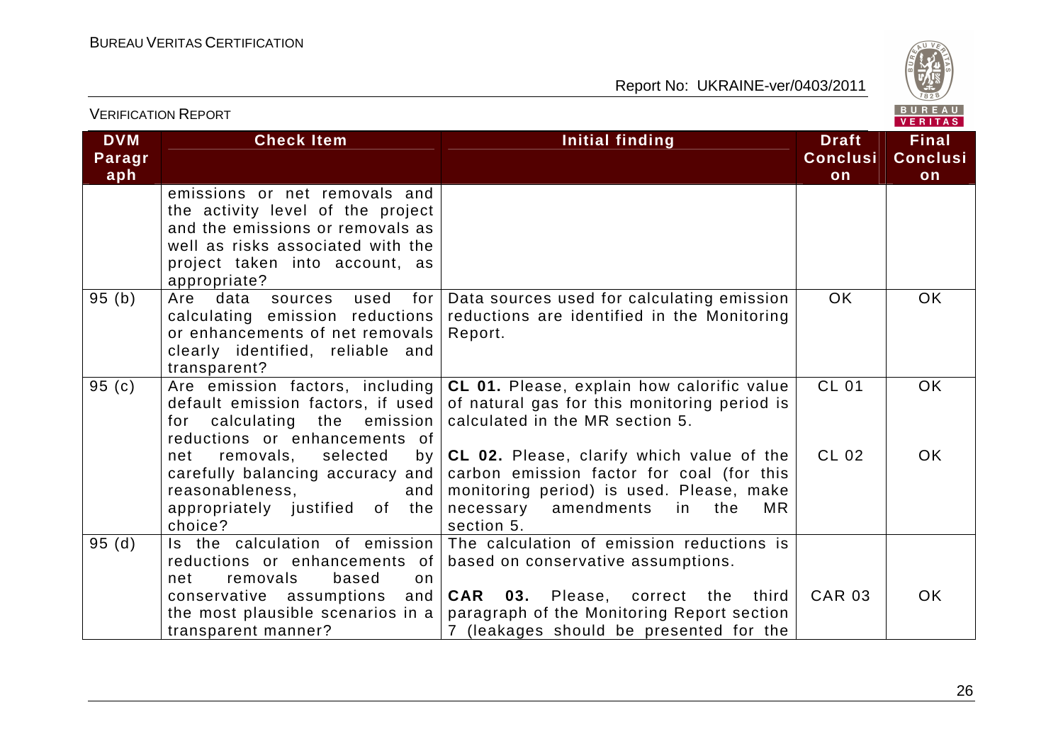| DVM Paragraph | Check Item | Initial finding | Draft Conclusion | Final Conclusion |
|---|---|---|---|---|
| | emissions or net removals and the activity level of the project and the emissions or removals as well as risks associated with the project taken into account, as appropriate? | | | |
| 95 (b) | Are data sources used for calculating emission reductions or enhancements of net removals clearly identified, reliable and transparent? | Data sources used for calculating emission reductions are identified in the Monitoring Report. | OK | OK |
| 95 (c) | Are emission factors, including default emission factors, if used for calculating the emission reductions or enhancements of net removals, selected by carefully balancing accuracy and reasonableness, and appropriately justified of the choice? | **CL 01.** Please, explain how calorific value of natural gas for this monitoring period is calculated in the MR section 5.<br><br>**CL 02.** Please, clarify which value of the carbon emission factor for coal (for this monitoring period) is used. Please, make necessary amendments in the MR section 5. | CL 01<br><br>CL 02 | OK<br><br>OK |
| 95 (d) | Is the calculation of emission reductions or enhancements of net removals based on conservative assumptions and the most plausible scenarios in a transparent manner? | The calculation of emission reductions is based on conservative assumptions.<br><br>**CAR 03.** Please, correct the third paragraph of the Monitoring Report section 7 (leakages should be presented for the | <br><br>CAR 03 | <br><br>OK |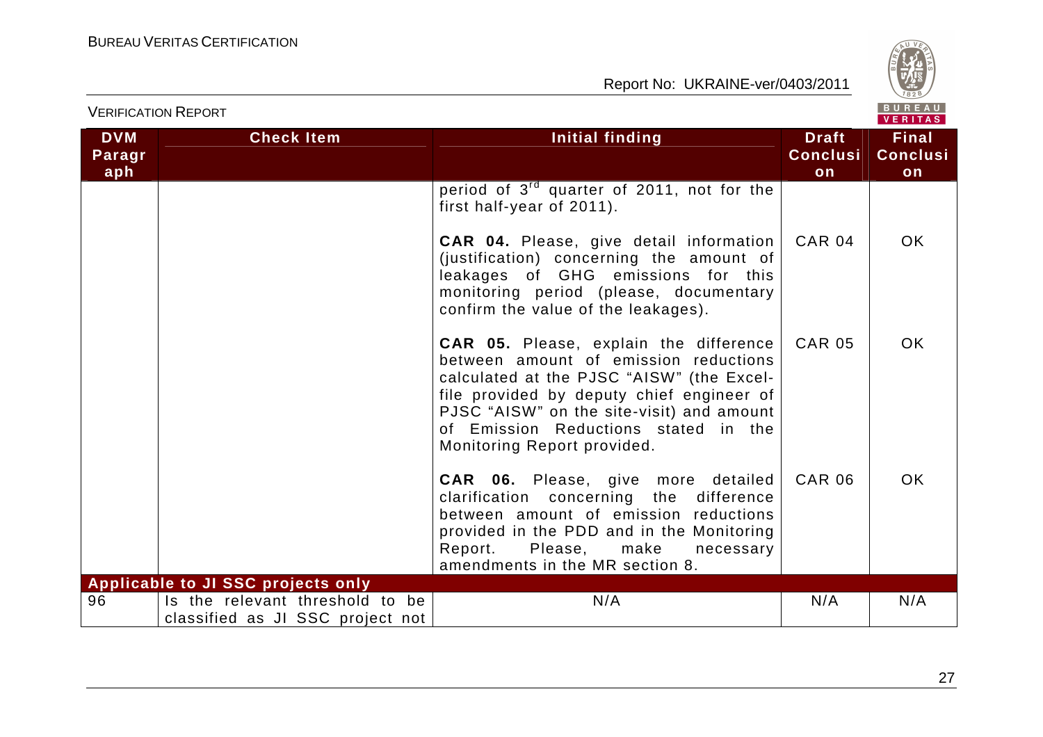| DVM Paragraph | Check Item | Initial finding | Draft Conclusion | Final Conclusion |
|---|---|---|---|---|
| | | period of 3[rd] quarter of 2011, not for the first half-year of 2011). | | |
| | | **CAR 04.** Please, give detail information (justification) concerning the amount of leakages of GHG emissions for this monitoring period (please, documentary confirm the value of the leakages). | CAR 04 | OK |
| | | **CAR 05.** Please, explain the difference between amount of emission reductions calculated at the PJSC "AISW" (the Excel-file provided by deputy chief engineer of PJSC "AISW" on the site-visit) and amount of Emission Reductions stated in the Monitoring Report provided. | CAR 05 | OK |
| | | **CAR 06.** Please, give more detailed clarification concerning the difference between amount of emission reductions provided in the PDD and in the Monitoring Report. Please, make necessary amendments in the MR section 8. | CAR 06 | OK |
| **Applicable to JI SSC projects only** | | | | |
| 96 | Is the relevant threshold to be classified as JI SSC project not | N/A | N/A | N/A |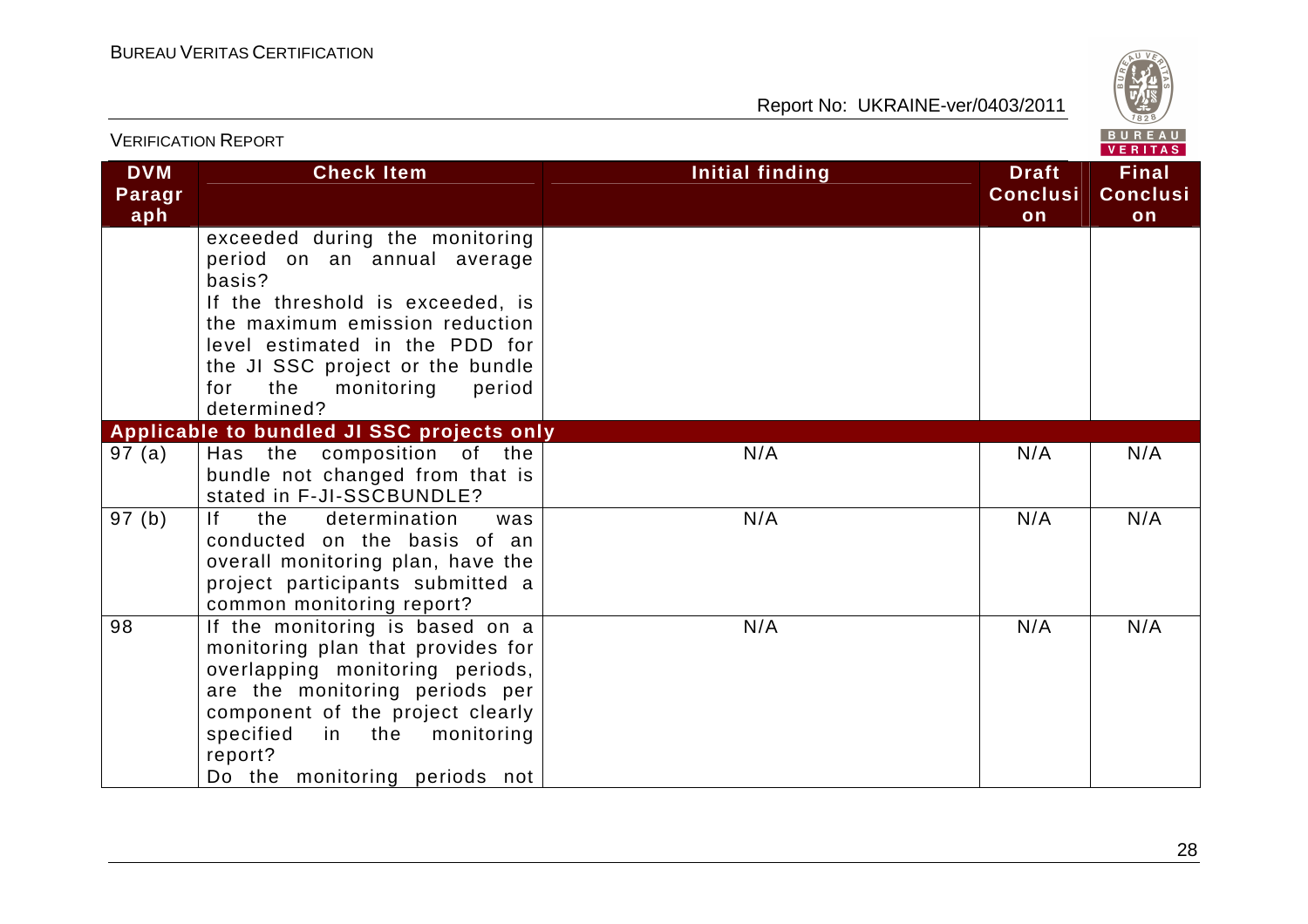| DVM Paragraph | Check Item | Initial finding | Draft Conclusion | Final Conclusion |
|---|---|---|---|---|
| | exceeded during the monitoring period on an annual average basis? If the threshold is exceeded, is the maximum emission reduction level estimated in the PDD for the JI SSC project or the bundle for the monitoring period determined? | | | |
| **Applicable to bundled JI SSC projects only** | | | | |
| 97 (a) | Has the composition of the bundle not changed from that is stated in F-JI-SSCBUNDLE? | N/A | N/A | N/A |
| 97 (b) | If the determination was conducted on the basis of an overall monitoring plan, have the project participants submitted a common monitoring report? | N/A | N/A | N/A |
| 98 | If the monitoring is based on a monitoring plan that provides for overlapping monitoring periods, are the monitoring periods per component of the project clearly specified in the monitoring report? Do the monitoring periods not | N/A | N/A | N/A |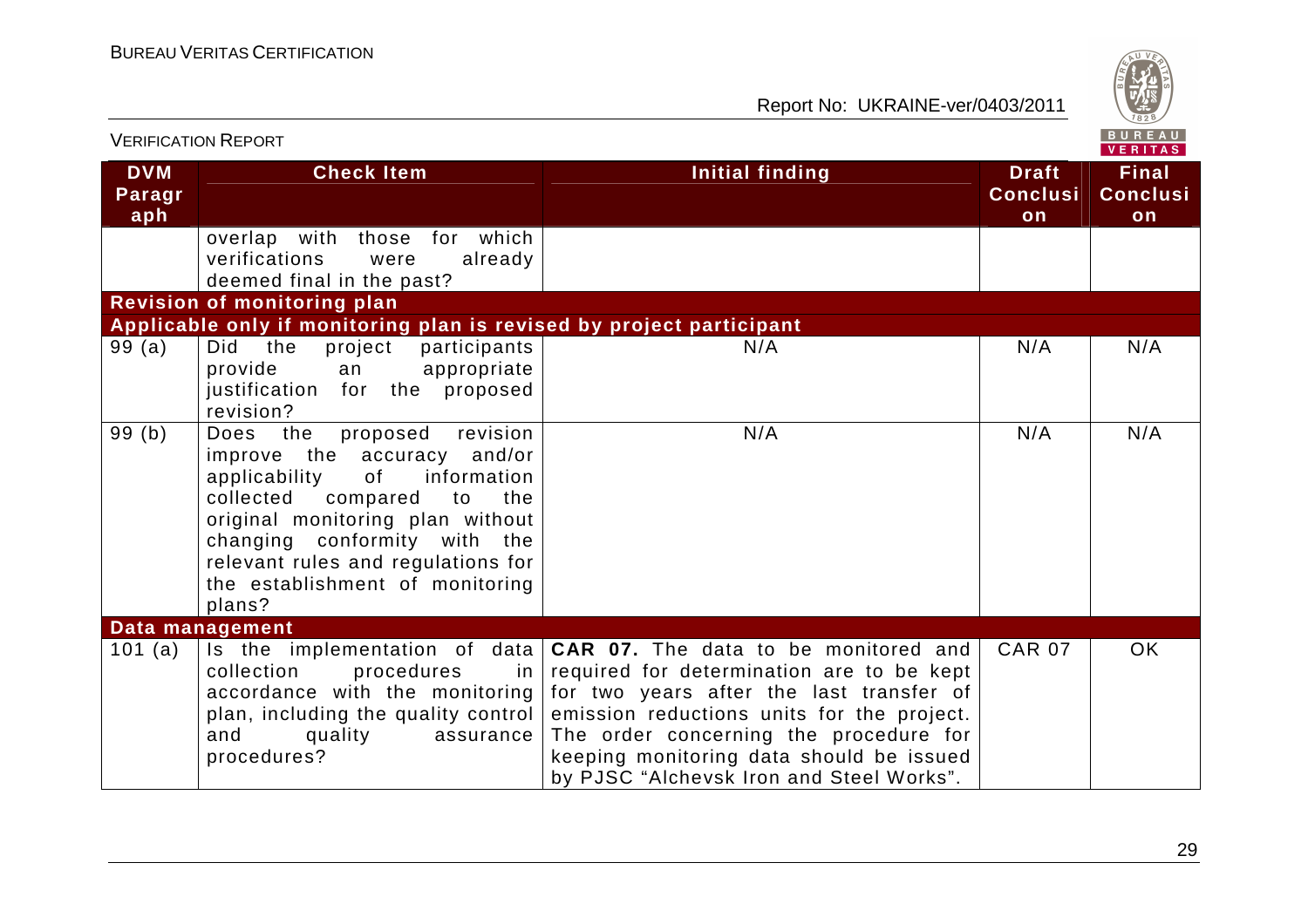| DVM Paragraph | Check Item | Initial finding | Draft Conclusion | Final Conclusion |
|---|---|---|---|---|
| | overlap with those for which verifications were already deemed final in the past? | | | |
| **Revision of monitoring plan** | | | | |
| **Applicable only if monitoring plan is revised by project participant** | | | | |
| 99 (a) | Did the project participants provide an appropriate justification for the proposed revision? | N/A | N/A | N/A |
| 99 (b) | Does the proposed revision improve the accuracy and/or applicability of information collected compared to the original monitoring plan without changing conformity with the relevant rules and regulations for the establishment of monitoring plans? | N/A | N/A | N/A |
| **Data management** | | | | |
| 101 (a) | Is the implementation of data collection procedures in accordance with the monitoring plan, including the quality control and quality assurance procedures? | **CAR 07.** The data to be monitored and required for determination are to be kept for two years after the last transfer of emission reductions units for the project. The order concerning the procedure for keeping monitoring data should be issued by PJSC "Alchevsk Iron and Steel Works". | CAR 07 | OK |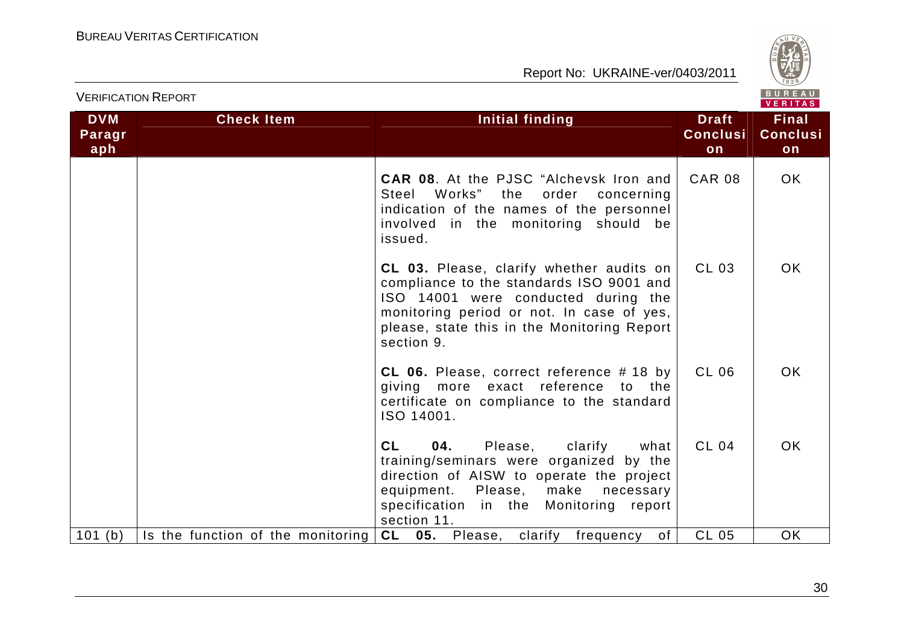| DVM Paragraph | Check Item | Initial finding | Draft Conclusion | Final Conclusion |
|---|---|---|---|---|
| | | **CAR 08**. At the PJSC "Alchevsk Iron and Steel Works" the order concerning indication of the names of the personnel involved in the monitoring should be issued. | CAR 08 | OK |
| | | **CL 03.** Please, clarify whether audits on compliance to the standards ISO 9001 and ISO 14001 were conducted during the monitoring period or not. In case of yes, please, state this in the Monitoring Report section 9. | CL 03 | OK |
| | | **CL 06.** Please, correct reference # 18 by giving more exact reference to the certificate on compliance to the standard ISO 14001. | CL 06 | OK |
| | | **CL 04.** Please, clarify what training/seminars were organized by the direction of AISW to operate the project equipment. Please, make necessary specification in the Monitoring report section 11. | CL 04 | OK |
| 101 (b) | Is the function of the monitoring | **CL 05.** Please, clarify frequency of | CL 05 | OK |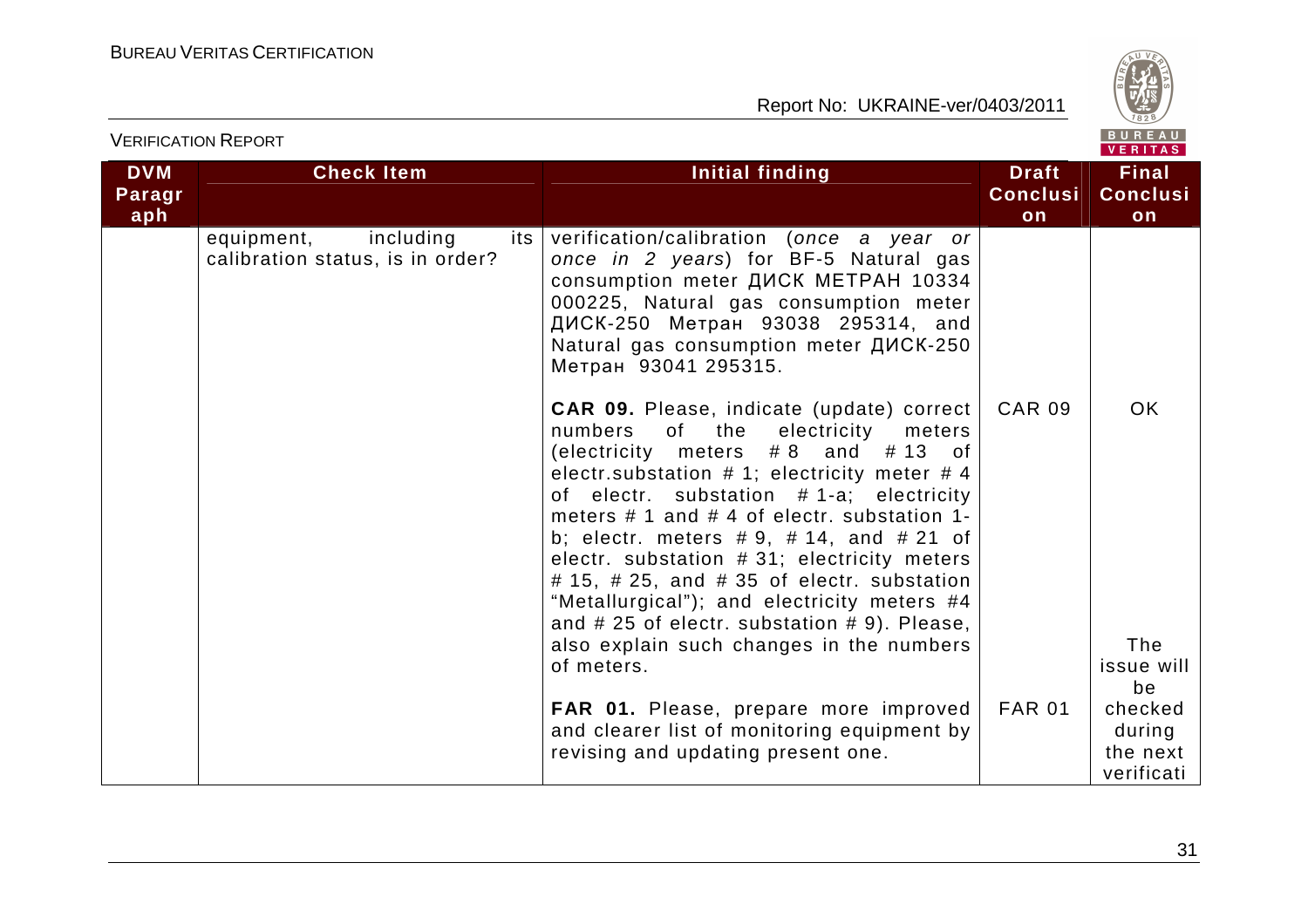| DVM Paragraph | Check Item | Initial finding | Draft Conclusion | Final Conclusion |
|---|---|---|---|---|
| | equipment, including its calibration status, is in order? | verification/calibration (*once a year or once in 2 years*) for BF-5 Natural gas consumption meter ДИСК МЕТРАН 10334 000225, Natural gas consumption meter ДИСК-250 Метран 93038 295314, and Natural gas consumption meter ДИСК-250 Метран 93041 295315. | | |
| | | **CAR 09.** Please, indicate (update) correct numbers of the electricity meters (electricity meters # 8 and # 13 of electr.substation # 1; electricity meter # 4 of electr. substation # 1-a; electricity meters # 1 and # 4 of electr. substation 1-b; electr. meters # 9, # 14, and # 21 of electr. substation # 31; electricity meters # 15, # 25, and # 35 of electr. substation "Metallurgical"); and electricity meters #4 and # 25 of electr. substation # 9). Please, also explain such changes in the numbers of meters. | CAR 09 | OK |
| | | **FAR 01.** Please, prepare more improved and clearer list of monitoring equipment by revising and updating present one. | FAR 01 | The issue will be checked during the next verificati |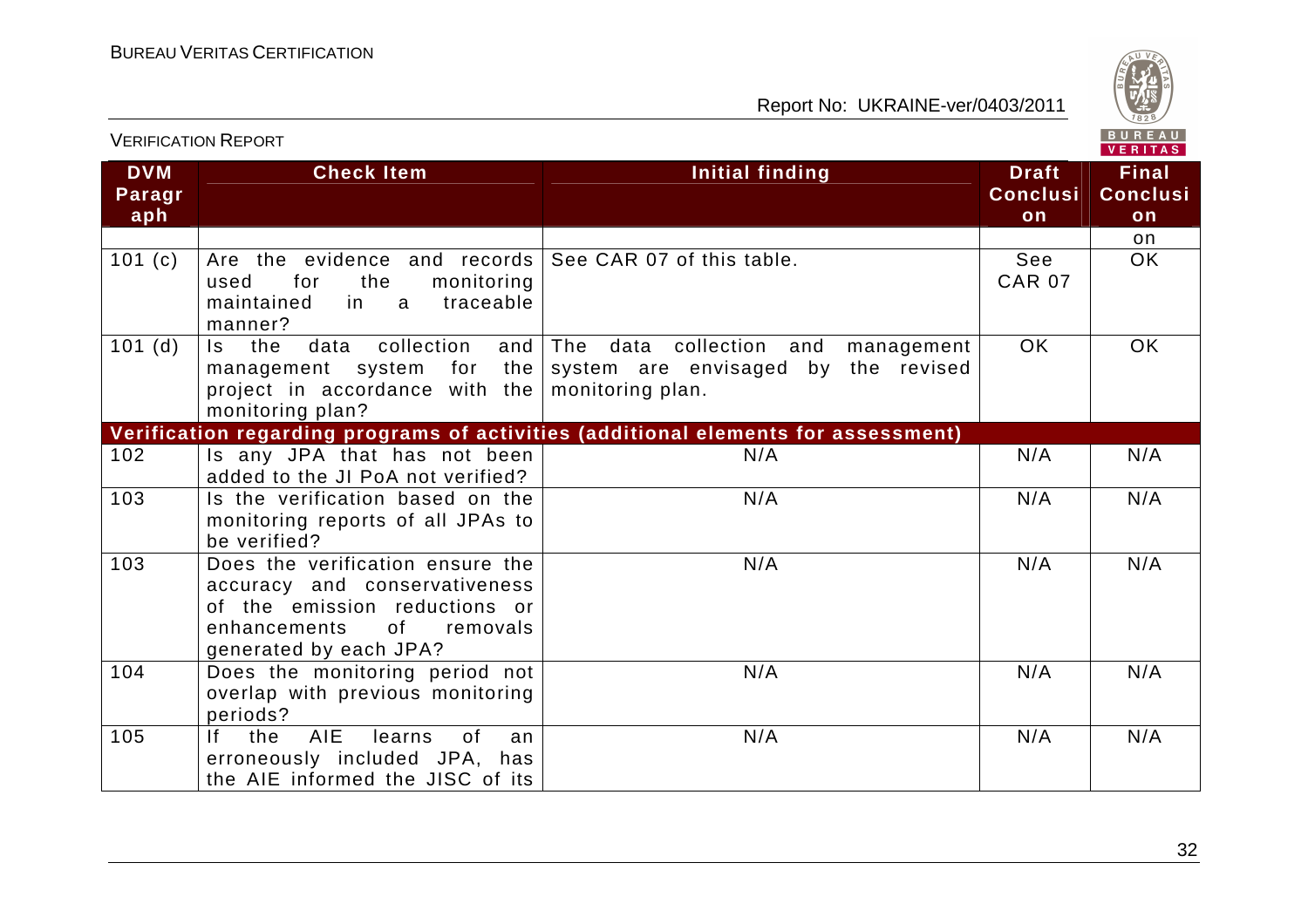| DVM Paragraph | Check Item | Initial finding | Draft Conclusion | Final Conclusion |
|---|---|---|---|---|
| | | | | on |
| 101 (c) | Are the evidence and records used for the monitoring maintained in a traceable manner? | See CAR 07 of this table. | See CAR 07 | OK |
| 101 (d) | Is the data collection and management system for the project in accordance with the monitoring plan? | The data collection and management system are envisaged by the revised monitoring plan. | OK | OK |
| **Verification regarding programs of activities (additional elements for assessment)** | | | | |
| 102 | Is any JPA that has not been added to the JI PoA not verified? | N/A | N/A | N/A |
| 103 | Is the verification based on the monitoring reports of all JPAs to be verified? | N/A | N/A | N/A |
| 103 | Does the verification ensure the accuracy and conservativeness of the emission reductions or enhancements of removals generated by each JPA? | N/A | N/A | N/A |
| 104 | Does the monitoring period not overlap with previous monitoring periods? | N/A | N/A | N/A |
| 105 | If the AIE learns of an erroneously included JPA, has the AIE informed the JISC of its | N/A | N/A | N/A |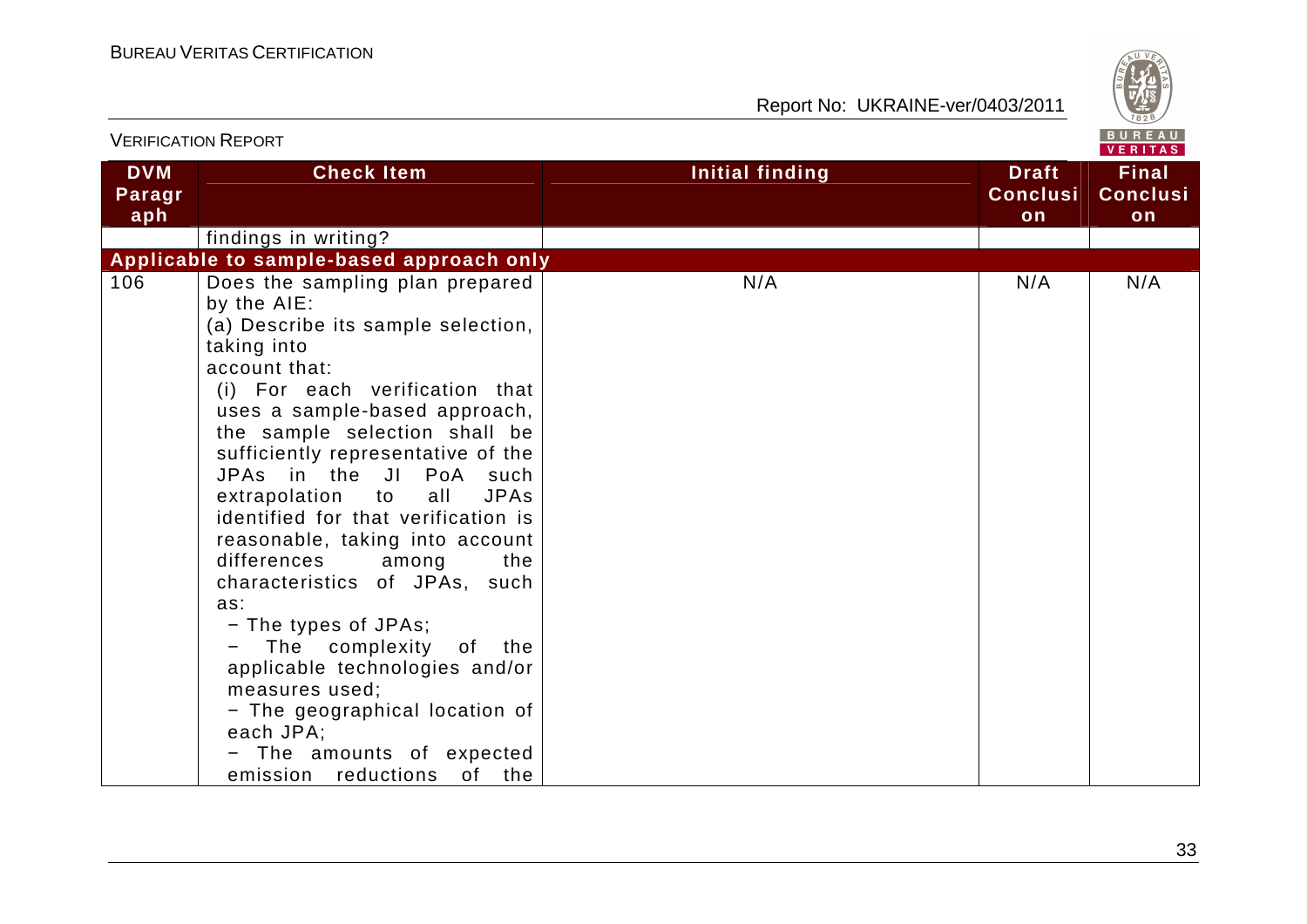| DVM Paragraph | Check Item | Initial finding | Draft Conclusion | Final Conclusion |
|---|---|---|---|---|
| | findings in writing? | | | |
| **Applicable to sample-based approach only** | | | | |
| 106 | Does the sampling plan prepared by the AIE:<br>(a) Describe its sample selection, taking into account that:<br>(i) For each verification that uses a sample-based approach, the sample selection shall be sufficiently representative of the JPAs in the JI PoA such extrapolation to all JPAs identified for that verification is reasonable, taking into account differences among the characteristics of JPAs, such as:<br>− The types of JPAs;<br>− The complexity of the applicable technologies and/or measures used;<br>− The geographical location of each JPA;<br>− The amounts of expected emission reductions of the | N/A | N/A | N/A |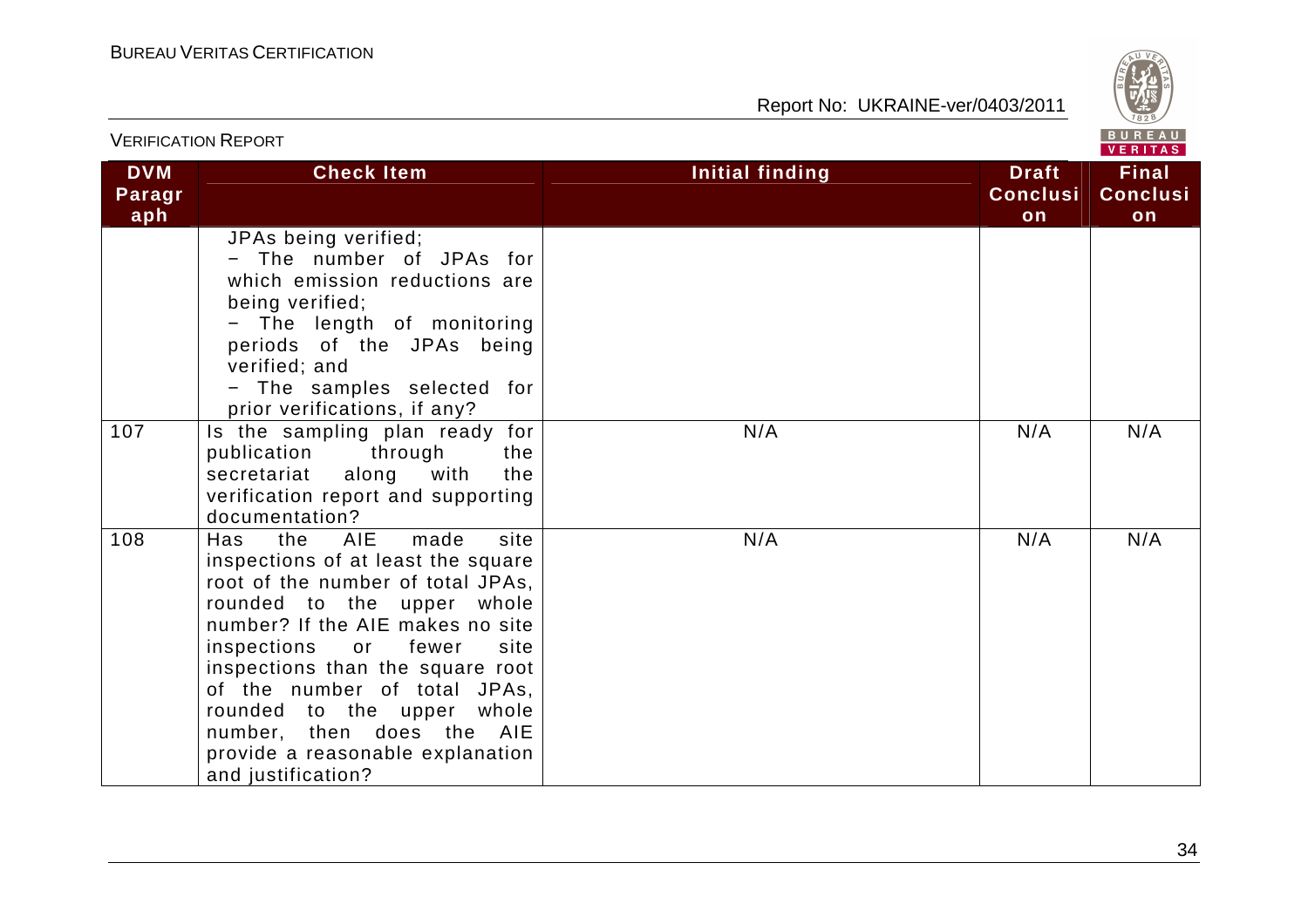| DVM Paragraph | Check Item | Initial finding | Draft Conclusion | Final Conclusion |
|---|---|---|---|---|
| | JPAs being verified;<br>− The number of JPAs for which emission reductions are being verified;<br>− The length of monitoring periods of the JPAs being verified; and<br>− The samples selected for prior verifications, if any? | | | |
| 107 | Is the sampling plan ready for publication through the secretariat along with the verification report and supporting documentation? | N/A | N/A | N/A |
| 108 | Has the AIE made site inspections of at least the square root of the number of total JPAs, rounded to the upper whole number? If the AIE makes no site inspections or fewer site inspections than the square root of the number of total JPAs, rounded to the upper whole number, then does the AIE provide a reasonable explanation and justification? | N/A | N/A | N/A |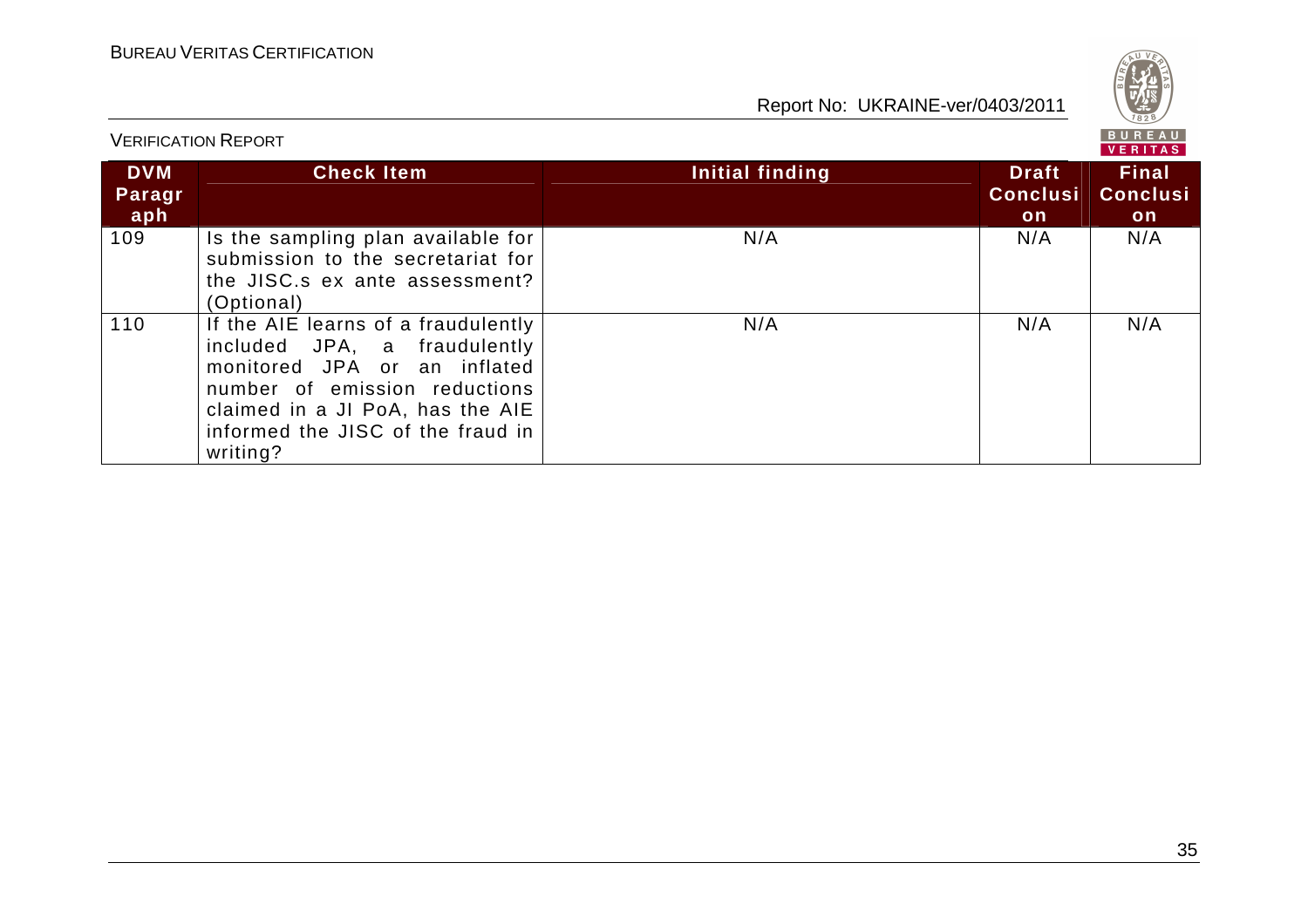| DVM Paragraph | Check Item | Initial finding | Draft Conclusion | Final Conclusion |
|---|---|---|---|---|
| 109 | Is the sampling plan available for submission to the secretariat for the JISC.s ex ante assessment? (Optional) | N/A | N/A | N/A |
| 110 | If the AIE learns of a fraudulently included JPA, a fraudulently monitored JPA or an inflated number of emission reductions claimed in a JI PoA, has the AIE informed the JISC of the fraud in writing? | N/A | N/A | N/A |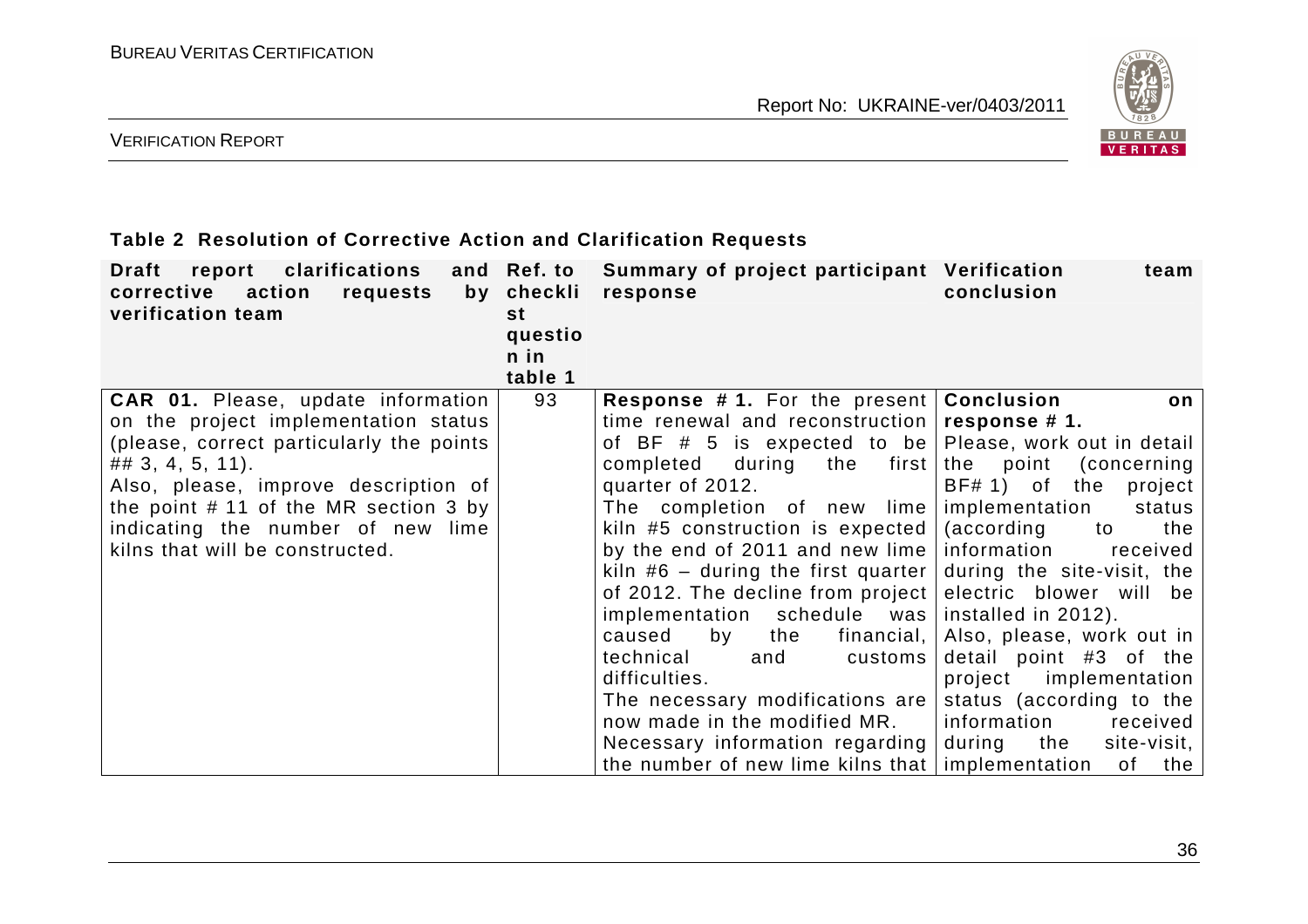**Table 2 Resolution of Corrective Action and Clarification Requests**

| Draft report clarifications and corrective action requests by verification team | Ref. to checklist question in table 1 | Summary of project participant response | Verification team conclusion |
|---|---|---|---|
| **CAR 01.** Please, update information on the project implementation status (please, correct particularly the points ## 3, 4, 5, 11). Also, please, improve description of the point # 11 of the MR section 3 by indicating the number of new lime kilns that will be constructed. | 93 | **Response # 1.** For the present time renewal and reconstruction of BF # 5 is expected to be completed during the first quarter of 2012. The completion of new lime kiln #5 construction is expected by the end of 2011 and new lime kiln #6 – during the first quarter of 2012. The decline from project implementation schedule was caused by the financial, technical and customs difficulties. The necessary modifications are now made in the modified MR. Necessary information regarding the number of new lime kilns that | **Conclusion on response # 1.** Please, work out in detail the point (concerning BF# 1) of the project implementation status (according to the information received during the site-visit, the electric blower will be installed in 2012). Also, please, work out in detail point #3 of the project implementation status (according to the information received during the site-visit, implementation of the |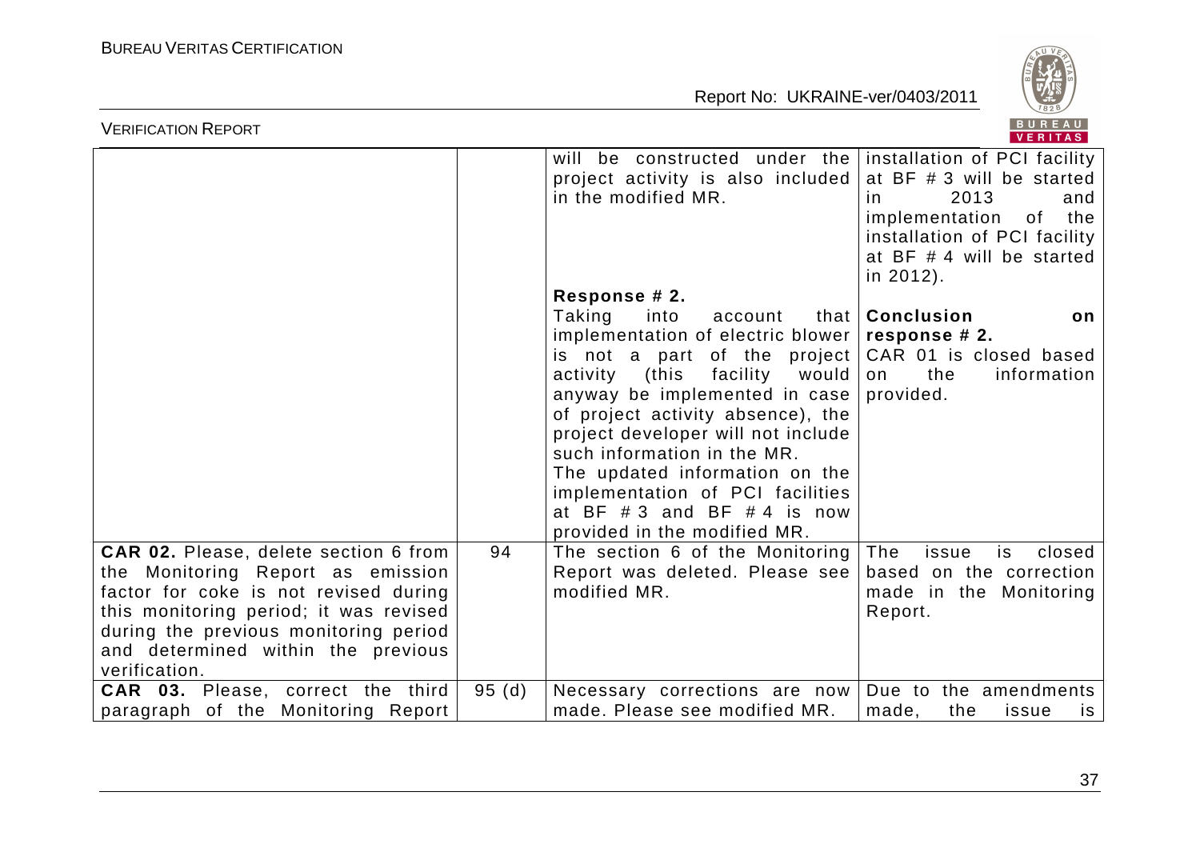| | | will be constructed under the project activity is also included in the modified MR. | installation of PCI facility at BF # 3 will be started in 2013 and implementation of the installation of PCI facility at BF # 4 will be started in 2012). |
|---|---|---|---|
| | | **Response # 2.**<br>Taking into account that implementation of electric blower is not a part of the project activity (this facility would anyway be implemented in case of project activity absence), the project developer will not include such information in the MR.<br>The updated information on the implementation of PCI facilities at BF # 3 and BF # 4 is now provided in the modified MR. | **Conclusion on response # 2.**<br>CAR 01 is closed based on the information provided. |
| **CAR 02.** Please, delete section 6 from the Monitoring Report as emission factor for coke is not revised during this monitoring period; it was revised during the previous monitoring period and determined within the previous verification. | 94 | The section 6 of the Monitoring Report was deleted. Please see modified MR. | The issue is closed based on the correction made in the Monitoring Report. |
| **CAR 03.** Please, correct the third paragraph of the Monitoring Report | 95 (d) | Necessary corrections are now made. Please see modified MR. | Due to the amendments made, the issue is |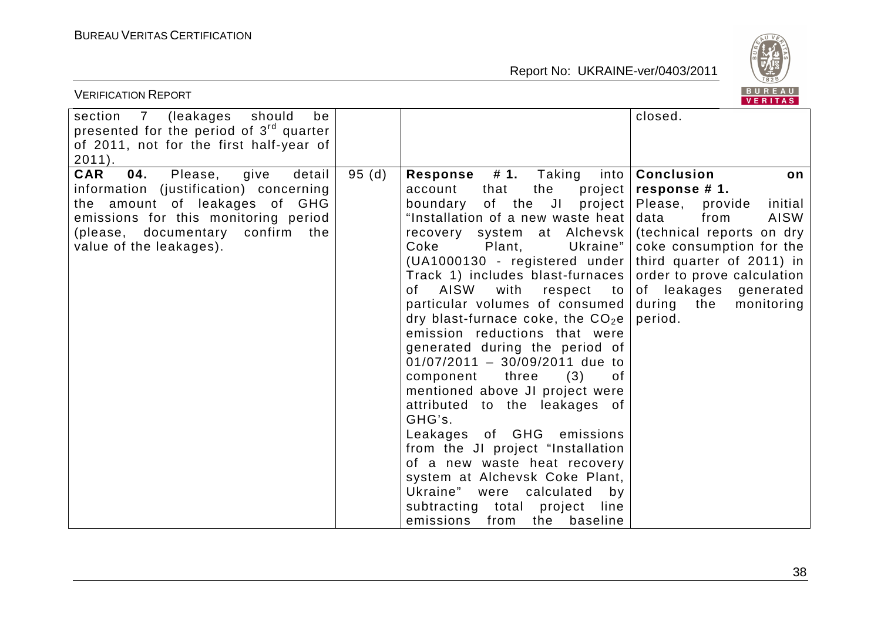| | | | |
|---|---|---|---|
| section 7 (leakages should be presented for the period of 3[rd] quarter of 2011, not for the first half-year of 2011). | | | closed. |
| **CAR 04.** Please, give detail information (justification) concerning the amount of leakages of GHG emissions for this monitoring period (please, documentary confirm the value of the leakages). | 95 (d) | **Response # 1.** Taking into account that the project boundary of the JI project "Installation of a new waste heat recovery system at Alchevsk Coke Plant, Ukraine" (UA1000130 - registered under Track 1) includes blast-furnaces of AISW with respect to particular volumes of consumed dry blast-furnace coke, the $CO_2$e emission reductions that were generated during the period of 01/07/2011 – 30/09/2011 due to component three (3) of mentioned above JI project were attributed to the leakages of GHG's.<br>Leakages of GHG emissions from the JI project "Installation of a new waste heat recovery system at Alchevsk Coke Plant, Ukraine" were calculated by subtracting total project line emissions from the baseline | **Conclusion on response # 1.**<br>Please, provide initial data from AISW (technical reports on dry coke consumption for the third quarter of 2011) in order to prove calculation of leakages generated during the monitoring period. |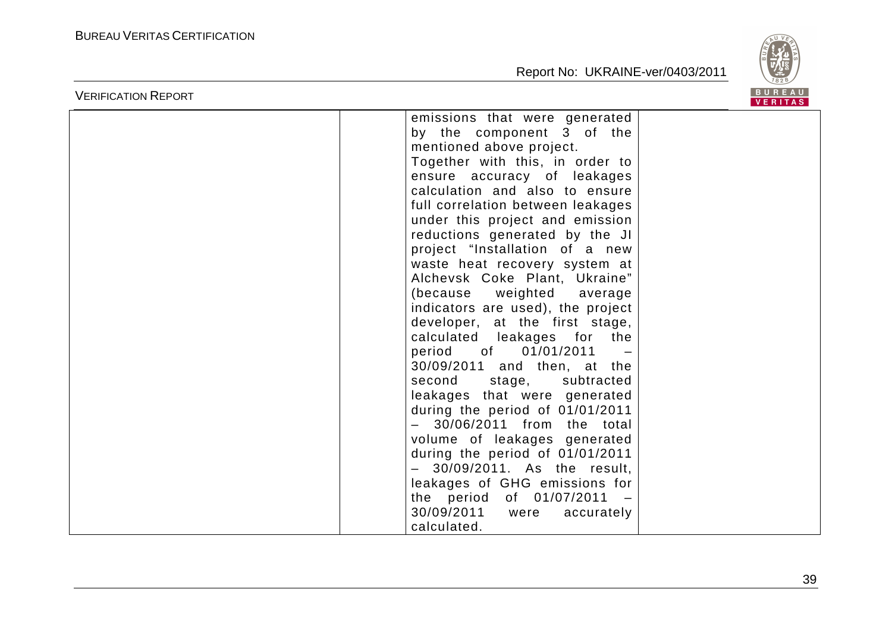| | | | |
|---|---|---|---|
| | | emissions that were generated by the component 3 of the mentioned above project.<br>Together with this, in order to ensure accuracy of leakages calculation and also to ensure full correlation between leakages under this project and emission reductions generated by the JI project "Installation of a new waste heat recovery system at Alchevsk Coke Plant, Ukraine" (because weighted average indicators are used), the project developer, at the first stage, calculated leakages for the period of 01/01/2011 – 30/09/2011 and then, at the second stage, subtracted leakages that were generated during the period of 01/01/2011 – 30/06/2011 from the total volume of leakages generated during the period of 01/01/2011 – 30/09/2011. As the result, leakages of GHG emissions for the period of 01/07/2011 – 30/09/2011 were accurately calculated. | |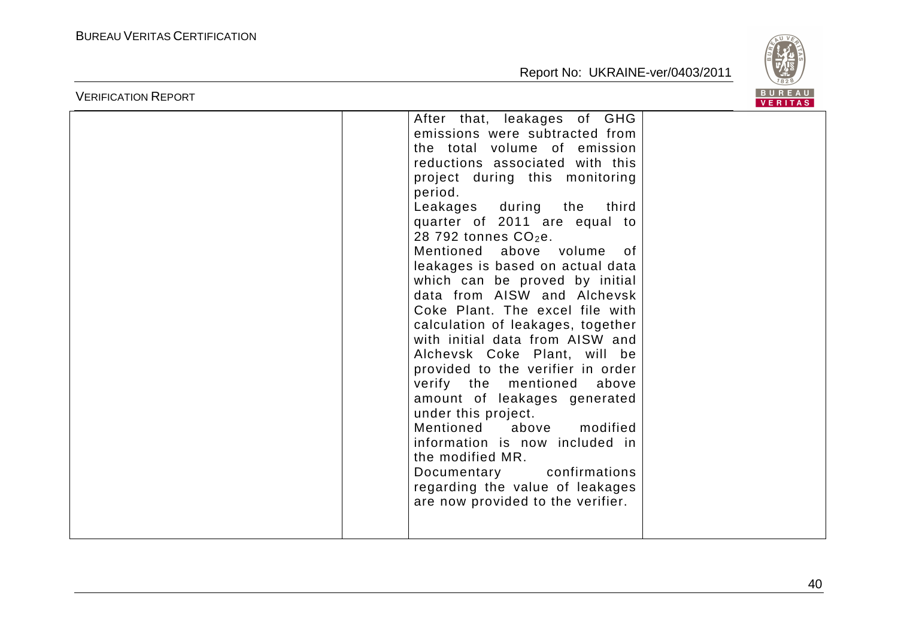| | | | |
|---|---|---|---|
| | | After that, leakages of GHG emissions were subtracted from the total volume of emission reductions associated with this project during this monitoring period.<br>Leakages during the third quarter of 2011 are equal to 28 792 tonnes $CO_2e$.<br>Mentioned above volume of leakages is based on actual data which can be proved by initial data from AISW and Alchevsk Coke Plant. The excel file with calculation of leakages, together with initial data from AISW and Alchevsk Coke Plant, will be provided to the verifier in order verify the mentioned above amount of leakages generated under this project.<br>Mentioned above modified information is now included in the modified MR.<br>Documentary confirmations regarding the value of leakages are now provided to the verifier. | |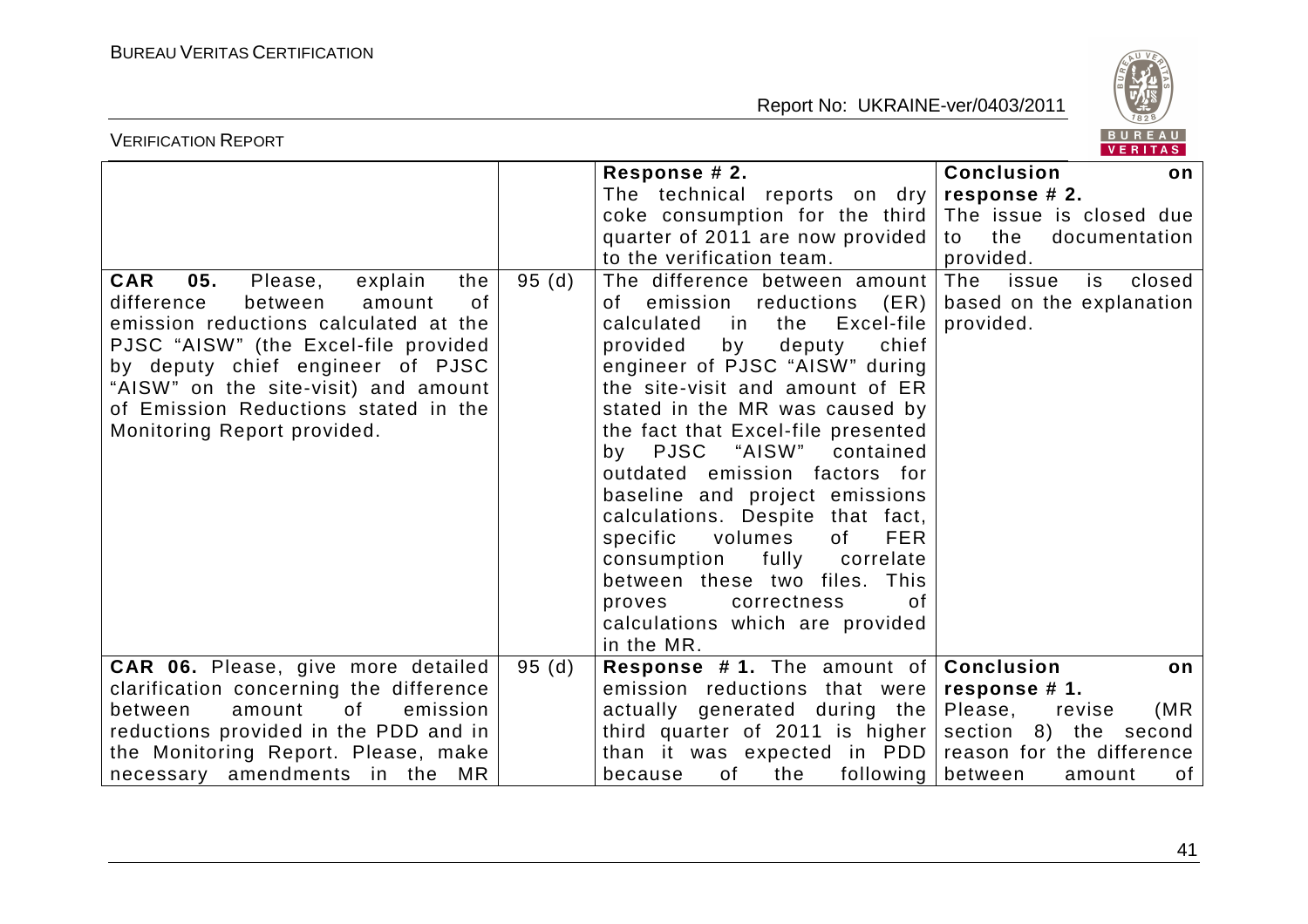| | | | |
|---|---|---|---|
| | | **Response # 2.** The technical reports on dry coke consumption for the third quarter of 2011 are now provided to the verification team. | **Conclusion on response # 2.** The issue is closed due to the documentation provided. |
| **CAR 05.** Please, explain the difference between amount of emission reductions calculated at the PJSC "AISW" (the Excel-file provided by deputy chief engineer of PJSC "AISW" on the site-visit) and amount of Emission Reductions stated in the Monitoring Report provided. | 95 (d) | The difference between amount of emission reductions (ER) calculated in the Excel-file provided by deputy chief engineer of PJSC "AISW" during the site-visit and amount of ER stated in the MR was caused by the fact that Excel-file presented by PJSC "AISW" contained outdated emission factors for baseline and project emissions calculations. Despite that fact, specific volumes of FER consumption fully correlate between these two files. This proves correctness of calculations which are provided in the MR. | The issue is closed based on the explanation provided. |
| **CAR 06.** Please, give more detailed clarification concerning the difference between amount of emission reductions provided in the PDD and in the Monitoring Report. Please, make necessary amendments in the MR | 95 (d) | **Response # 1.** The amount of emission reductions that were actually generated during the third quarter of 2011 is higher than it was expected in PDD because of the following | **Conclusion on response # 1.** Please, revise (MR section 8) the second reason for the difference between amount of |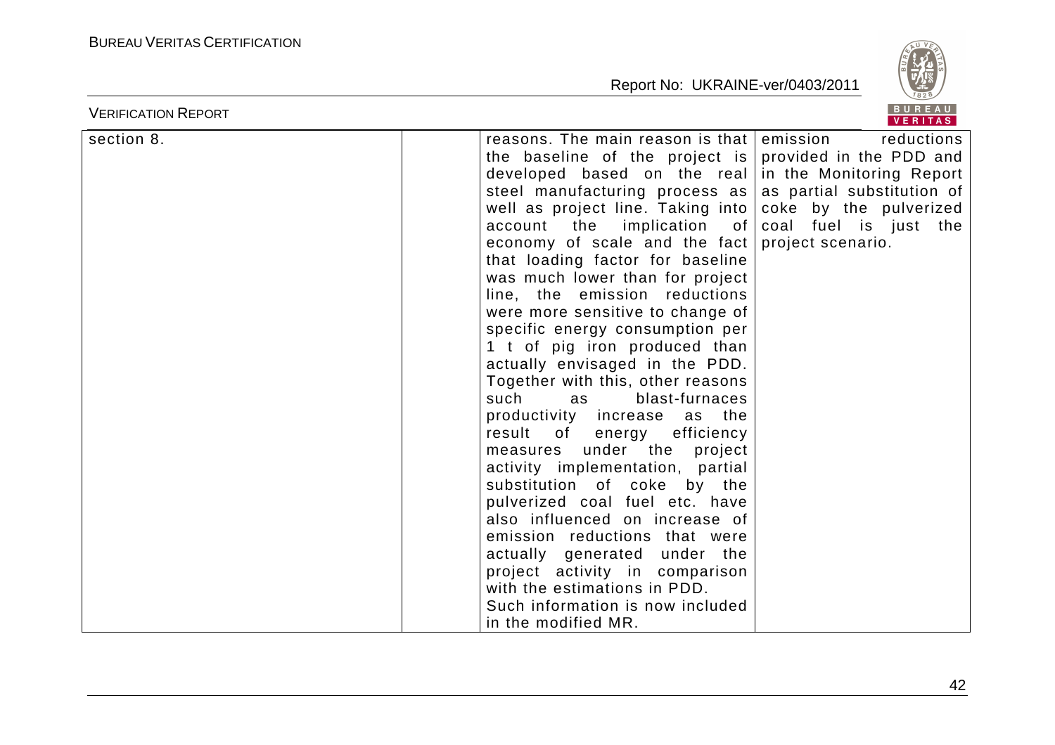| section 8. | | reasons. The main reason is that the baseline of the project is developed based on the real steel manufacturing process as well as project line. Taking into account the implication of economy of scale and the fact that loading factor for baseline was much lower than for project line, the emission reductions were more sensitive to change of specific energy consumption per 1 t of pig iron produced than actually envisaged in the PDD. Together with this, other reasons such as blast-furnaces productivity increase as the result of energy efficiency measures under the project activity implementation, partial substitution of coke by the pulverized coal fuel etc. have also influenced on increase of emission reductions that were actually generated under the project activity in comparison with the estimations in PDD. Such information is now included in the modified MR. | emission reductions provided in the PDD and in the Monitoring Report as partial substitution of coke by the pulverized coal fuel is just the project scenario. |
|---|---|---|---|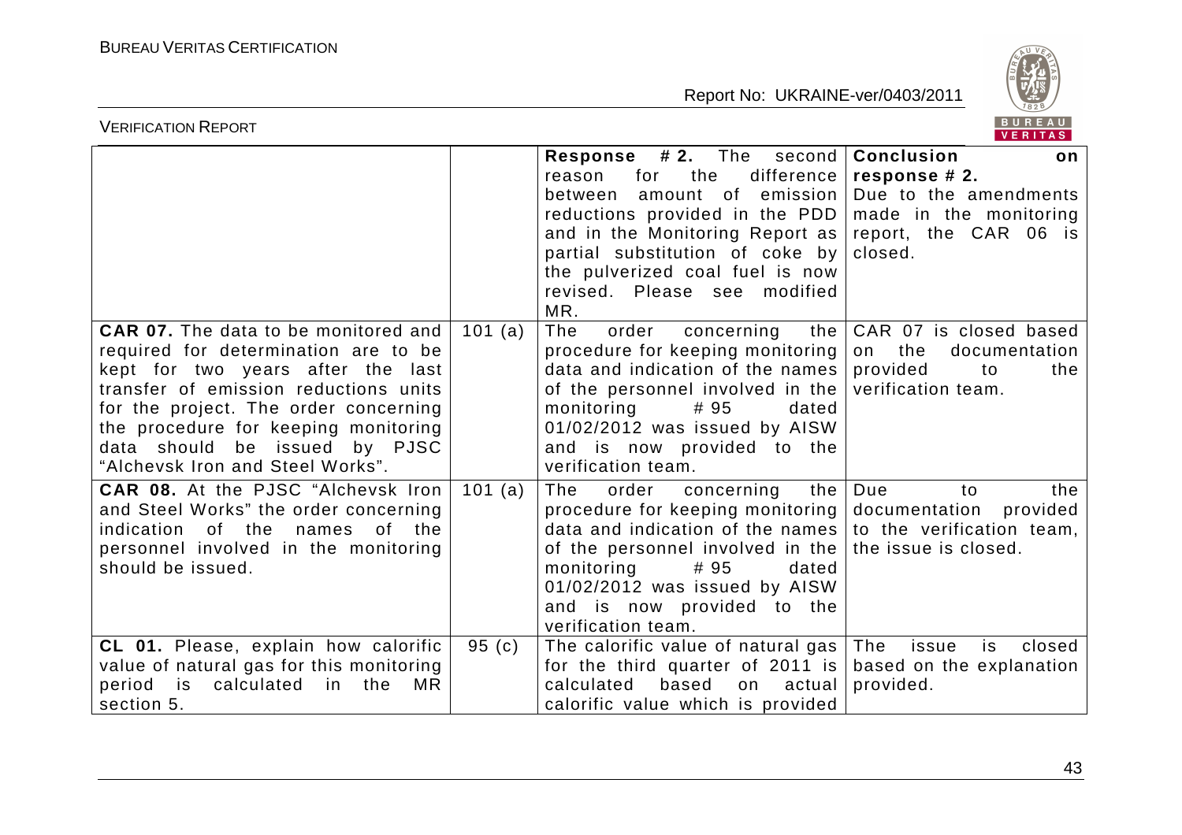| | | | |
|---|---|---|---|
| | | **Response #2.** The second reason for the difference between amount of emission reductions provided in the PDD and in the Monitoring Report as partial substitution of coke by the pulverized coal fuel is now revised. Please see modified MR. | **Conclusion on response # 2.** Due to the amendments made in the monitoring report, the CAR 06 is closed. |
| **CAR 07.** The data to be monitored and required for determination are to be kept for two years after the last transfer of emission reductions units for the project. The order concerning the procedure for keeping monitoring data should be issued by PJSC "Alchevsk Iron and Steel Works". | 101 (a) | The order concerning the procedure for keeping monitoring data and indication of the names of the personnel involved in the monitoring # 95 dated 01/02/2012 was issued by AISW and is now provided to the verification team. | CAR 07 is closed based on the documentation provided to the verification team. |
| **CAR 08.** At the PJSC "Alchevsk Iron and Steel Works" the order concerning indication of the names of the personnel involved in the monitoring should be issued. | 101 (a) | The order concerning the procedure for keeping monitoring data and indication of the names of the personnel involved in the monitoring # 95 dated 01/02/2012 was issued by AISW and is now provided to the verification team. | Due to the documentation provided to the verification team, the issue is closed. |
| **CL 01.** Please, explain how calorific value of natural gas for this monitoring period is calculated in the MR section 5. | 95 (c) | The calorific value of natural gas for the third quarter of 2011 is calculated based on actual calorific value which is provided | The issue is closed based on the explanation provided. |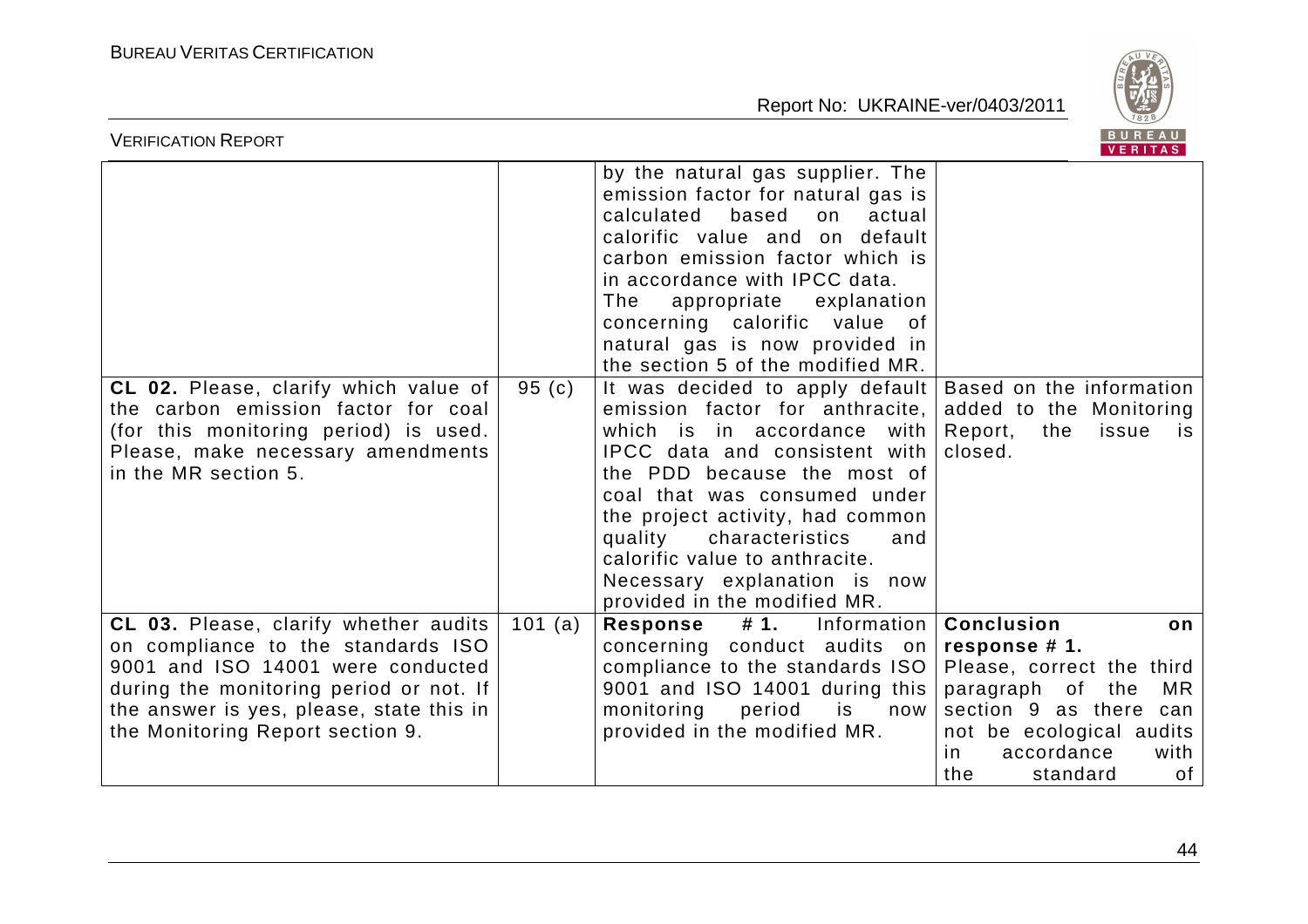| | | | |
|---|---|---|---|
| | | by the natural gas supplier. The emission factor for natural gas is calculated based on actual calorific value and on default carbon emission factor which is in accordance with IPCC data. The appropriate explanation concerning calorific value of natural gas is now provided in the section 5 of the modified MR. | |
| **CL 02.** Please, clarify which value of the carbon emission factor for coal (for this monitoring period) is used. Please, make necessary amendments in the MR section 5. | 95 (c) | It was decided to apply default emission factor for anthracite, which is in accordance with IPCC data and consistent with the PDD because the most of coal that was consumed under the project activity, had common quality characteristics and calorific value to anthracite. Necessary explanation is now provided in the modified MR. | Based on the information added to the Monitoring Report, the issue is closed. |
| **CL 03.** Please, clarify whether audits on compliance to the standards ISO 9001 and ISO 14001 were conducted during the monitoring period or not. If the answer is yes, please, state this in the Monitoring Report section 9. | 101 (a) | **Response #1.** Information concerning conduct audits on compliance to the standards ISO 9001 and ISO 14001 during this monitoring period is now provided in the modified MR. | **Conclusion on response # 1.** Please, correct the third paragraph of the MR section 9 as there can not be ecological audits in accordance with the standard of |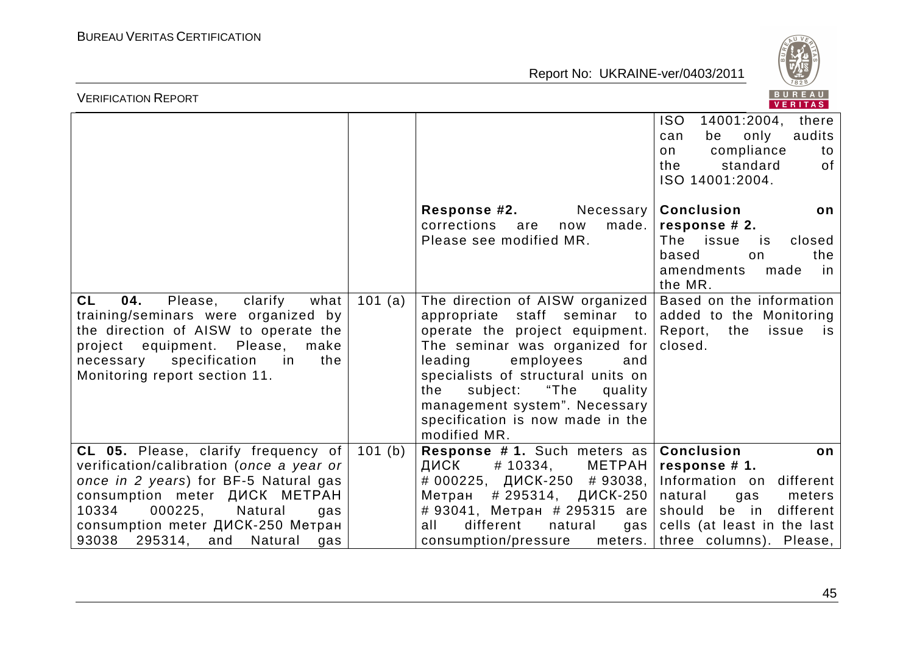| | | | |
|---|---|---|---|
| | | | ISO 14001:2004, there can be only audits on compliance to the standard of ISO 14001:2004. |
| | | **Response #2.** Necessary corrections are now made. Please see modified MR. | **Conclusion on response # 2.** The issue is closed based on the amendments made in the MR. |
| **CL 04.** Please, clarify what training/seminars were organized by the direction of AISW to operate the project equipment. Please, make necessary specification in the Monitoring report section 11. | 101 (a) | The direction of AISW organized appropriate staff seminar to operate the project equipment. The seminar was organized for leading employees and specialists of structural units on the subject: "The quality management system". Necessary specification is now made in the modified MR. | Based on the information added to the Monitoring Report, the issue is closed. |
| **CL 05.** Please, clarify frequency of verification/calibration (*once a year or once in 2 years*) for BF-5 Natural gas consumption meter ДИСК МЕТРАН 10334 000225, Natural gas consumption meter ДИСК-250 Метран 93038 295314, and Natural gas | 101 (b) | **Response # 1.** Such meters as ДИСК # 10334, МЕТРАН # 000225, ДИСК-250 # 93038, Метран # 295314, ДИСК-250 # 93041, Метран # 295315 are all different natural gas consumption/pressure meters. | **Conclusion on response # 1.** Information on different natural gas meters should be in different cells (at least in the last three columns). Please, |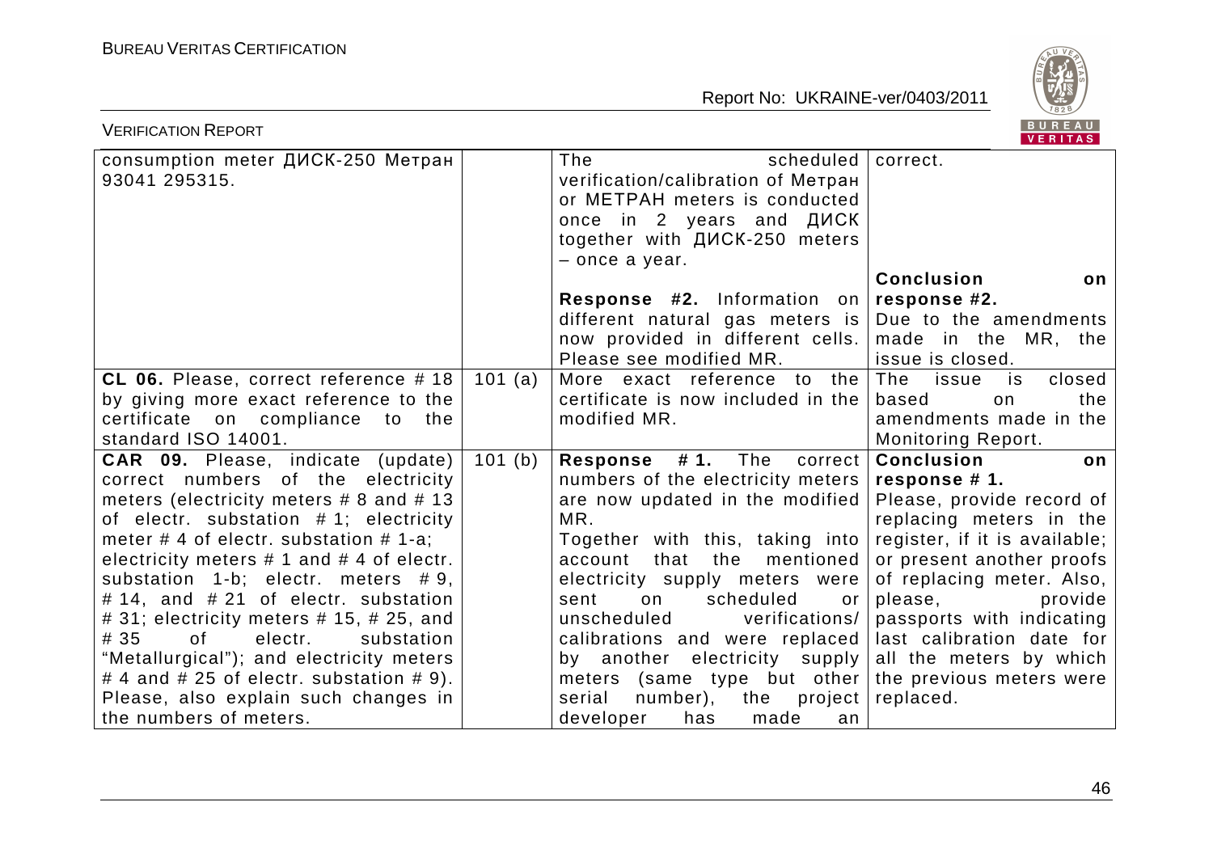| | | | |
|---|---|---|---|
| consumption meter ДИСК-250 Метран 93041 295315. | | The scheduled verification/calibration of Метран or МЕТРАН meters is conducted once in 2 years and ДИСК together with ДИСК-250 meters – once a year.<br><br>**Response #2.** Information on different natural gas meters is now provided in different cells. Please see modified MR. | correct.<br><br>**Conclusion on response #2.**<br>Due to the amendments made in the MR, the issue is closed. |
| **CL 06.** Please, correct reference # 18 by giving more exact reference to the certificate on compliance to the standard ISO 14001. | 101 (a) | More exact reference to the certificate is now included in the modified MR. | The issue is closed based on the amendments made in the Monitoring Report. |
| **CAR 09.** Please, indicate (update) correct numbers of the electricity meters (electricity meters # 8 and # 13 of electr. substation # 1; electricity meter # 4 of electr. substation # 1-a; electricity meters # 1 and # 4 of electr. substation 1-b; electr. meters # 9, # 14, and # 21 of electr. substation # 31; electricity meters # 15, # 25, and # 35 of electr. substation "Metallurgical"); and electricity meters # 4 and # 25 of electr. substation # 9). Please, also explain such changes in the numbers of meters. | 101 (b) | **Response # 1.** The correct numbers of the electricity meters are now updated in the modified MR.<br>Together with this, taking into account that the mentioned electricity supply meters were sent on scheduled or unscheduled verifications/ calibrations and were replaced by another electricity supply meters (same type but other serial number), the project developer has made an | **Conclusion on response # 1.**<br>Please, provide record of replacing meters in the register, if it is available; or present another proofs of replacing meter. Also, please, provide passports with indicating last calibration date for all the meters by which the previous meters were replaced. |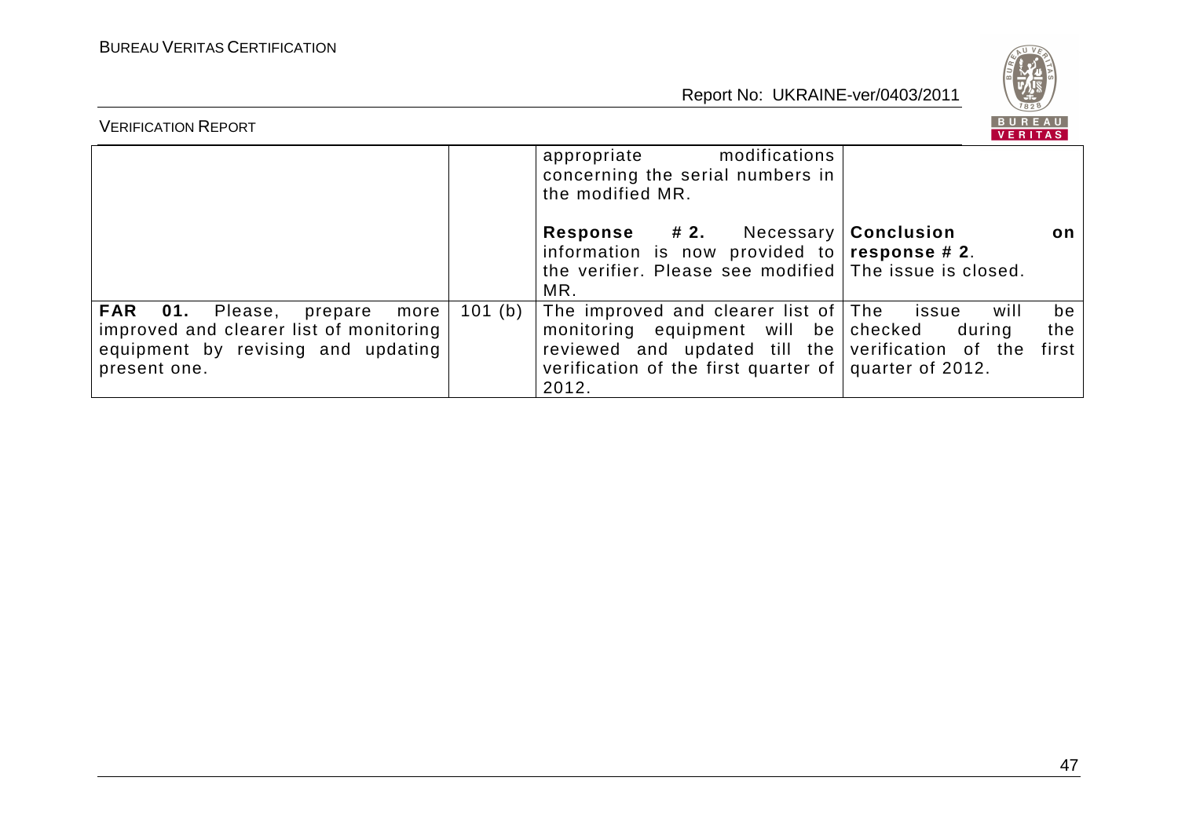| | | | |
|---|---|---|---|
| | | appropriate modifications concerning the serial numbers in the modified MR.<br><br>**Response # 2.** Necessary information is now provided to the verifier. Please see modified MR. | <br><br><br><br>**Conclusion on response # 2.** The issue is closed. |
| **FAR 01.** Please, prepare more improved and clearer list of monitoring equipment by revising and updating present one. | 101 (b) | The improved and clearer list of monitoring equipment will be reviewed and updated till the verification of the first quarter of 2012. | The issue will be checked during the verification of the first quarter of 2012. |